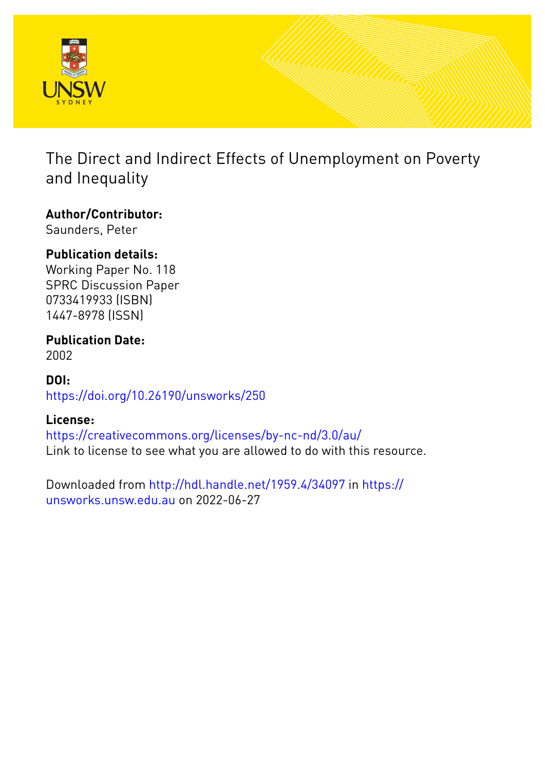# The Direct and Indirect Effects of Unemployment on Poverty and Inequality

**Author/Contributor:**
Saunders, Peter

**Publication details:**
Working Paper No. 118
SPRC Discussion Paper
0733419933 (ISBN)
1447-8978 (ISSN)

**Publication Date:**
2002

**DOI:**
https://doi.org/10.26190/unsworks/250

**License:**
https://creativecommons.org/licenses/by-nc-nd/3.0/au/
Link to license to see what you are allowed to do with this resource.

Downloaded from http://hdl.handle.net/1959.4/34097 in https://unsworks.unsw.edu.au on 2022-06-27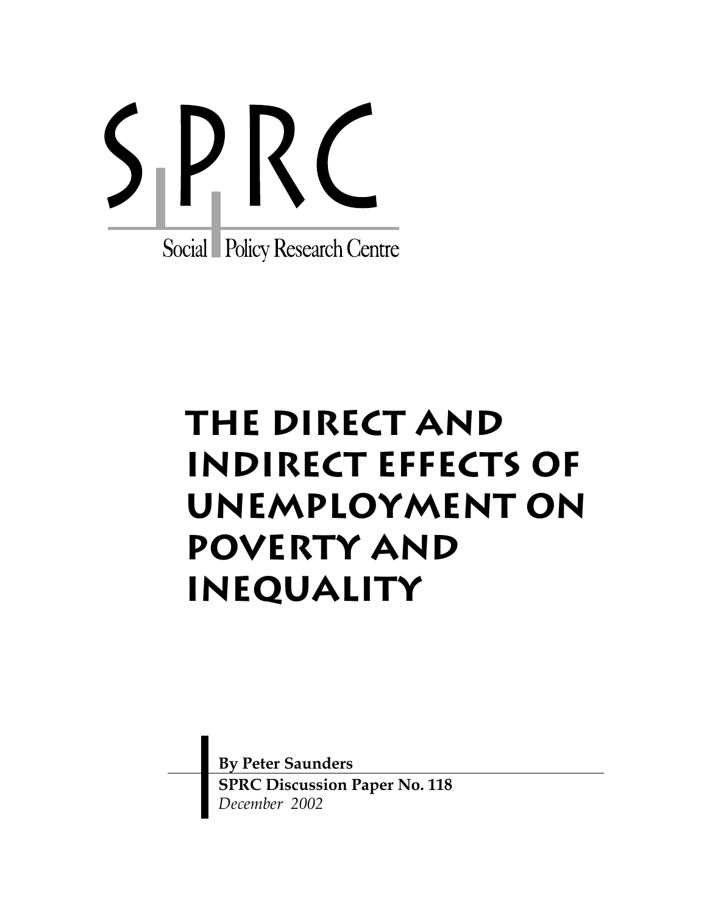SPRC

Social Policy Research Centre

# The Direct and Indirect Effects of Unemployment on Poverty and Inequality

**By Peter Saunders**

**SPRC Discussion Paper No. 118**

*December 2002*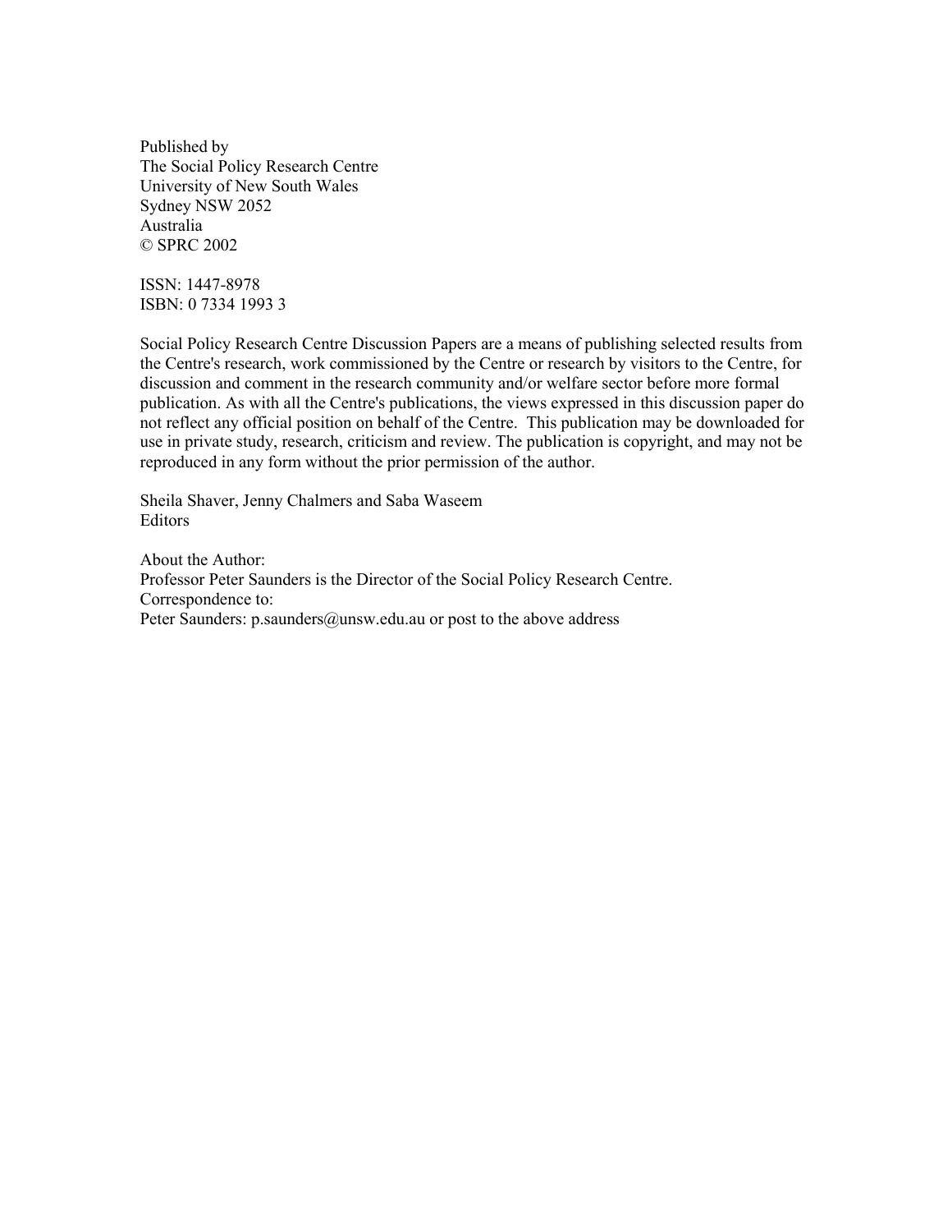Published by
The Social Policy Research Centre
University of New South Wales
Sydney NSW 2052
Australia
© SPRC 2002

ISSN: 1447-8978
ISBN: 0 7334 1993 3

Social Policy Research Centre Discussion Papers are a means of publishing selected results from the Centre's research, work commissioned by the Centre or research by visitors to the Centre, for discussion and comment in the research community and/or welfare sector before more formal publication. As with all the Centre's publications, the views expressed in this discussion paper do not reflect any official position on behalf of the Centre. This publication may be downloaded for use in private study, research, criticism and review. The publication is copyright, and may not be reproduced in any form without the prior permission of the author.

Sheila Shaver, Jenny Chalmers and Saba Waseem
Editors

About the Author:
Professor Peter Saunders is the Director of the Social Policy Research Centre.
Correspondence to:
Peter Saunders: p.saunders@unsw.edu.au or post to the above address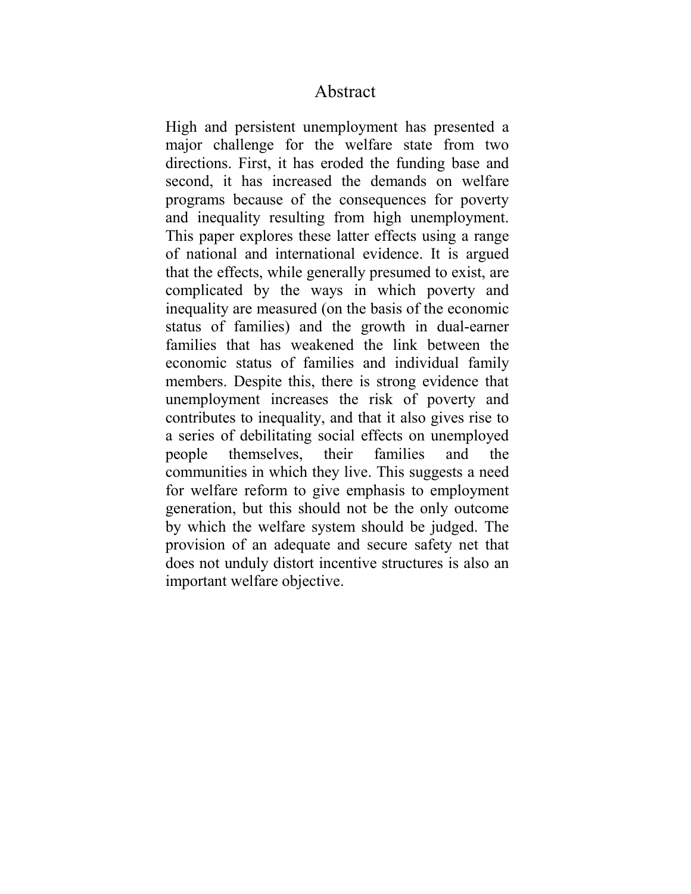# Abstract

High and persistent unemployment has presented a major challenge for the welfare state from two directions. First, it has eroded the funding base and second, it has increased the demands on welfare programs because of the consequences for poverty and inequality resulting from high unemployment. This paper explores these latter effects using a range of national and international evidence. It is argued that the effects, while generally presumed to exist, are complicated by the ways in which poverty and inequality are measured (on the basis of the economic status of families) and the growth in dual-earner families that has weakened the link between the economic status of families and individual family members. Despite this, there is strong evidence that unemployment increases the risk of poverty and contributes to inequality, and that it also gives rise to a series of debilitating social effects on unemployed people themselves, their families and the communities in which they live. This suggests a need for welfare reform to give emphasis to employment generation, but this should not be the only outcome by which the welfare system should be judged. The provision of an adequate and secure safety net that does not unduly distort incentive structures is also an important welfare objective.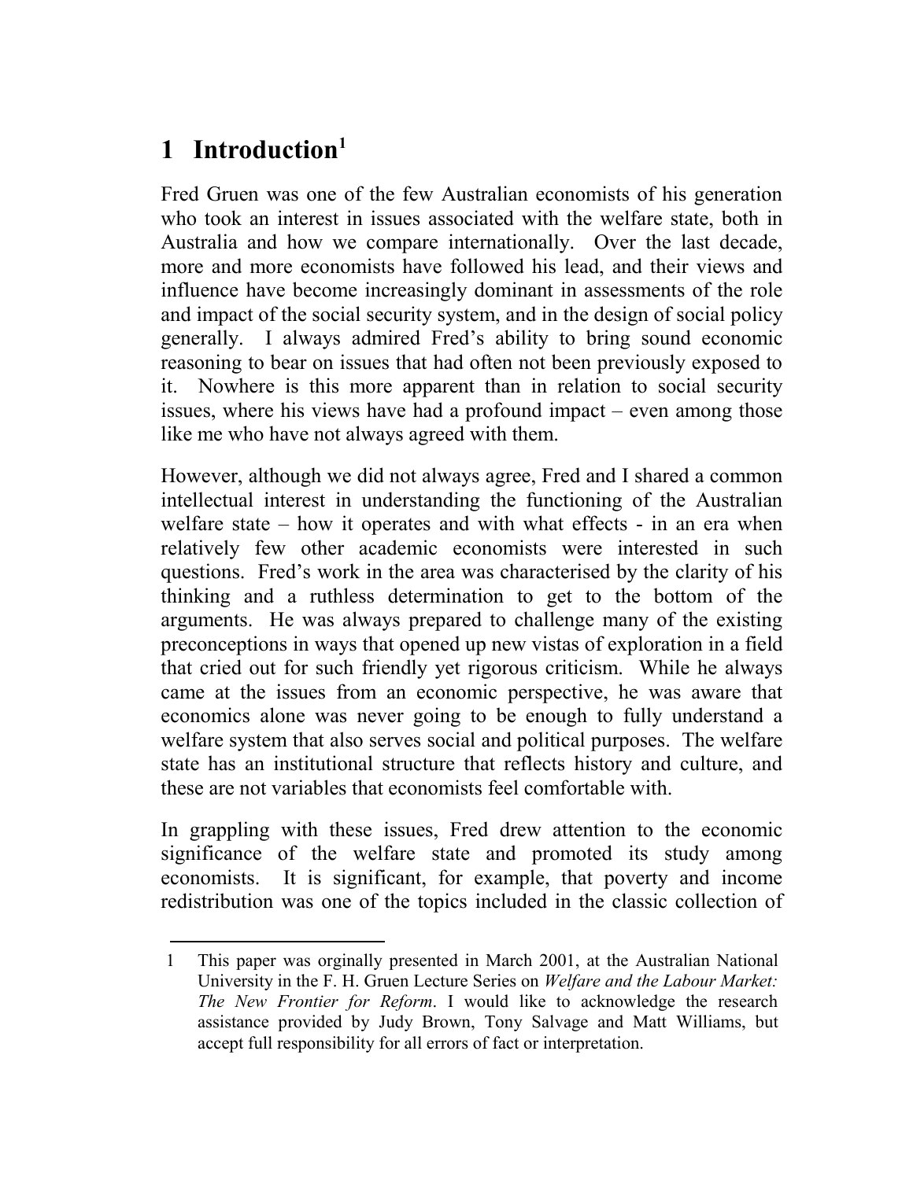# 1 Introduction[1]

Fred Gruen was one of the few Australian economists of his generation who took an interest in issues associated with the welfare state, both in Australia and how we compare internationally. Over the last decade, more and more economists have followed his lead, and their views and influence have become increasingly dominant in assessments of the role and impact of the social security system, and in the design of social policy generally. I always admired Fred's ability to bring sound economic reasoning to bear on issues that had often not been previously exposed to it. Nowhere is this more apparent than in relation to social security issues, where his views have had a profound impact – even among those like me who have not always agreed with them.

However, although we did not always agree, Fred and I shared a common intellectual interest in understanding the functioning of the Australian welfare state – how it operates and with what effects - in an era when relatively few other academic economists were interested in such questions. Fred's work in the area was characterised by the clarity of his thinking and a ruthless determination to get to the bottom of the arguments. He was always prepared to challenge many of the existing preconceptions in ways that opened up new vistas of exploration in a field that cried out for such friendly yet rigorous criticism. While he always came at the issues from an economic perspective, he was aware that economics alone was never going to be enough to fully understand a welfare system that also serves social and political purposes. The welfare state has an institutional structure that reflects history and culture, and these are not variables that economists feel comfortable with.

In grappling with these issues, Fred drew attention to the economic significance of the welfare state and promoted its study among economists. It is significant, for example, that poverty and income redistribution was one of the topics included in the classic collection of

---

1 This paper was orginally presented in March 2001, at the Australian National University in the F. H. Gruen Lecture Series on *Welfare and the Labour Market: The New Frontier for Reform*. I would like to acknowledge the research assistance provided by Judy Brown, Tony Salvage and Matt Williams, but accept full responsibility for all errors of fact or interpretation.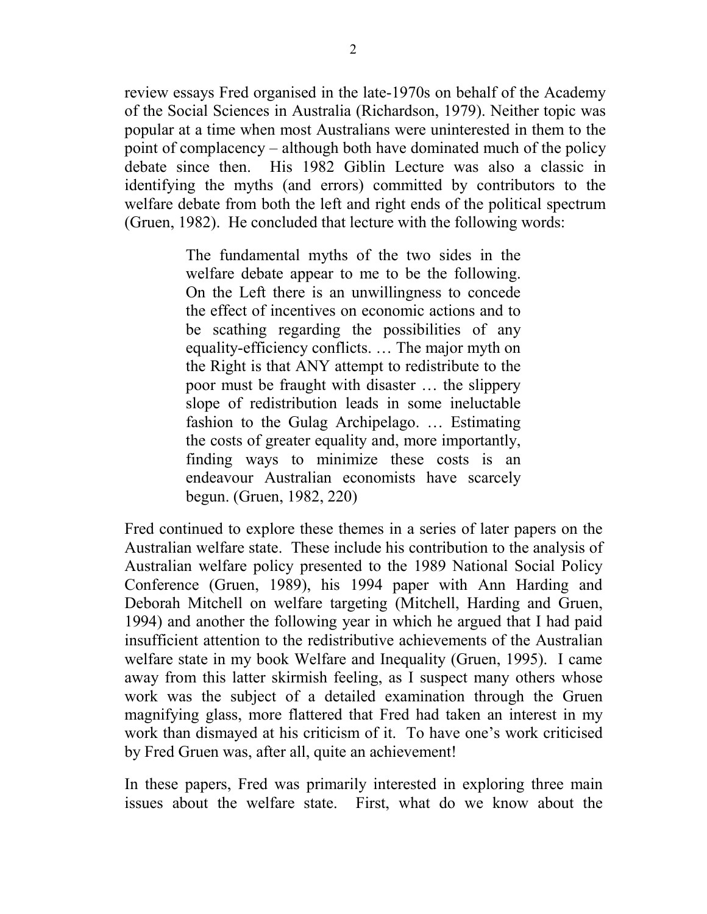review essays Fred organised in the late-1970s on behalf of the Academy of the Social Sciences in Australia (Richardson, 1979). Neither topic was popular at a time when most Australians were uninterested in them to the point of complacency – although both have dominated much of the policy debate since then. His 1982 Giblin Lecture was also a classic in identifying the myths (and errors) committed by contributors to the welfare debate from both the left and right ends of the political spectrum (Gruen, 1982). He concluded that lecture with the following words:

> The fundamental myths of the two sides in the welfare debate appear to me to be the following. On the Left there is an unwillingness to concede the effect of incentives on economic actions and to be scathing regarding the possibilities of any equality-efficiency conflicts. … The major myth on the Right is that ANY attempt to redistribute to the poor must be fraught with disaster … the slippery slope of redistribution leads in some ineluctable fashion to the Gulag Archipelago. … Estimating the costs of greater equality and, more importantly, finding ways to minimize these costs is an endeavour Australian economists have scarcely begun. (Gruen, 1982, 220)

Fred continued to explore these themes in a series of later papers on the Australian welfare state. These include his contribution to the analysis of Australian welfare policy presented to the 1989 National Social Policy Conference (Gruen, 1989), his 1994 paper with Ann Harding and Deborah Mitchell on welfare targeting (Mitchell, Harding and Gruen, 1994) and another the following year in which he argued that I had paid insufficient attention to the redistributive achievements of the Australian welfare state in my book Welfare and Inequality (Gruen, 1995). I came away from this latter skirmish feeling, as I suspect many others whose work was the subject of a detailed examination through the Gruen magnifying glass, more flattered that Fred had taken an interest in my work than dismayed at his criticism of it. To have one's work criticised by Fred Gruen was, after all, quite an achievement!

In these papers, Fred was primarily interested in exploring three main issues about the welfare state. First, what do we know about the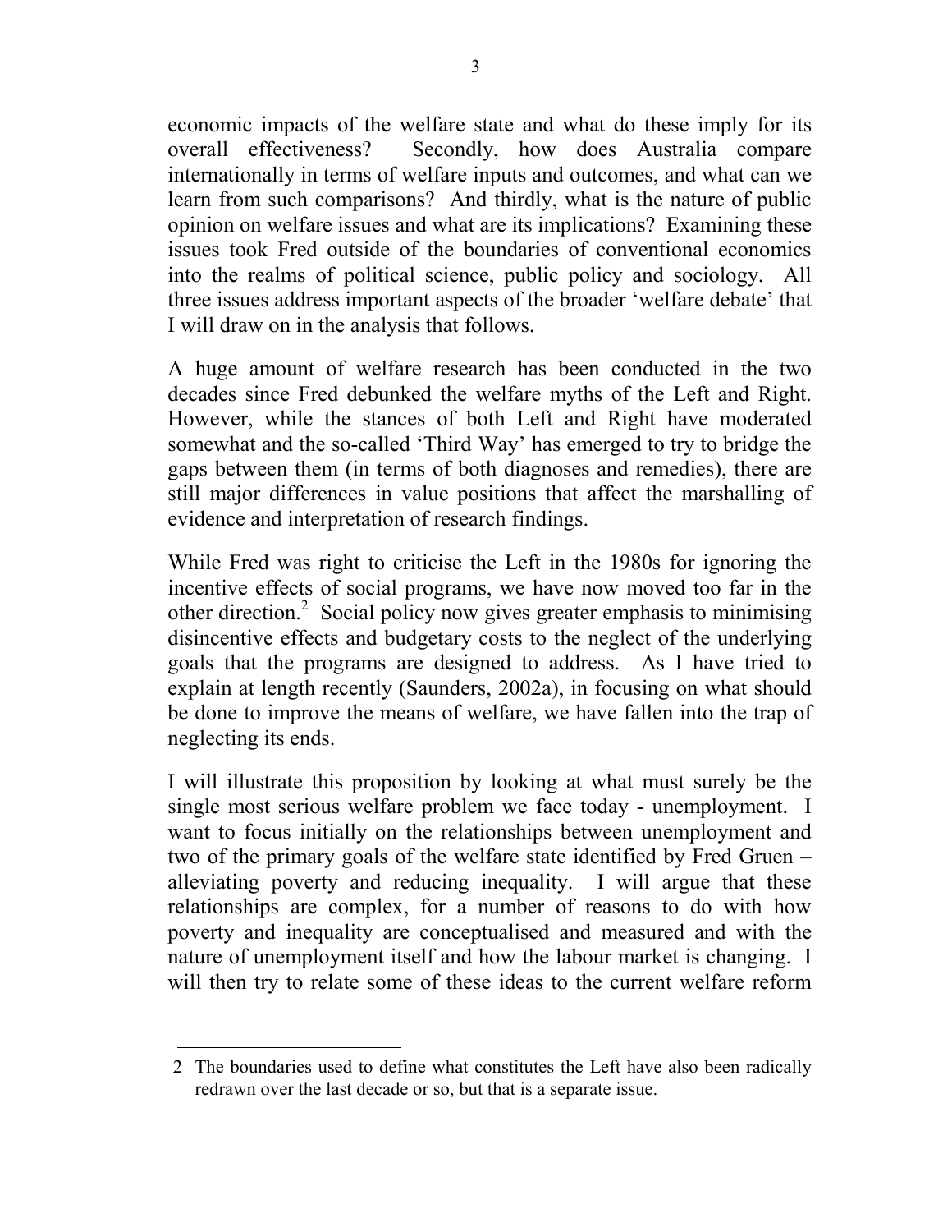economic impacts of the welfare state and what do these imply for its overall effectiveness? Secondly, how does Australia compare internationally in terms of welfare inputs and outcomes, and what can we learn from such comparisons? And thirdly, what is the nature of public opinion on welfare issues and what are its implications? Examining these issues took Fred outside of the boundaries of conventional economics into the realms of political science, public policy and sociology. All three issues address important aspects of the broader 'welfare debate' that I will draw on in the analysis that follows.

A huge amount of welfare research has been conducted in the two decades since Fred debunked the welfare myths of the Left and Right. However, while the stances of both Left and Right have moderated somewhat and the so-called 'Third Way' has emerged to try to bridge the gaps between them (in terms of both diagnoses and remedies), there are still major differences in value positions that affect the marshalling of evidence and interpretation of research findings.

While Fred was right to criticise the Left in the 1980s for ignoring the incentive effects of social programs, we have now moved too far in the other direction.[2] Social policy now gives greater emphasis to minimising disincentive effects and budgetary costs to the neglect of the underlying goals that the programs are designed to address. As I have tried to explain at length recently (Saunders, 2002a), in focusing on what should be done to improve the means of welfare, we have fallen into the trap of neglecting its ends.

I will illustrate this proposition by looking at what must surely be the single most serious welfare problem we face today - unemployment. I want to focus initially on the relationships between unemployment and two of the primary goals of the welfare state identified by Fred Gruen – alleviating poverty and reducing inequality. I will argue that these relationships are complex, for a number of reasons to do with how poverty and inequality are conceptualised and measured and with the nature of unemployment itself and how the labour market is changing. I will then try to relate some of these ideas to the current welfare reform

2 The boundaries used to define what constitutes the Left have also been radically redrawn over the last decade or so, but that is a separate issue.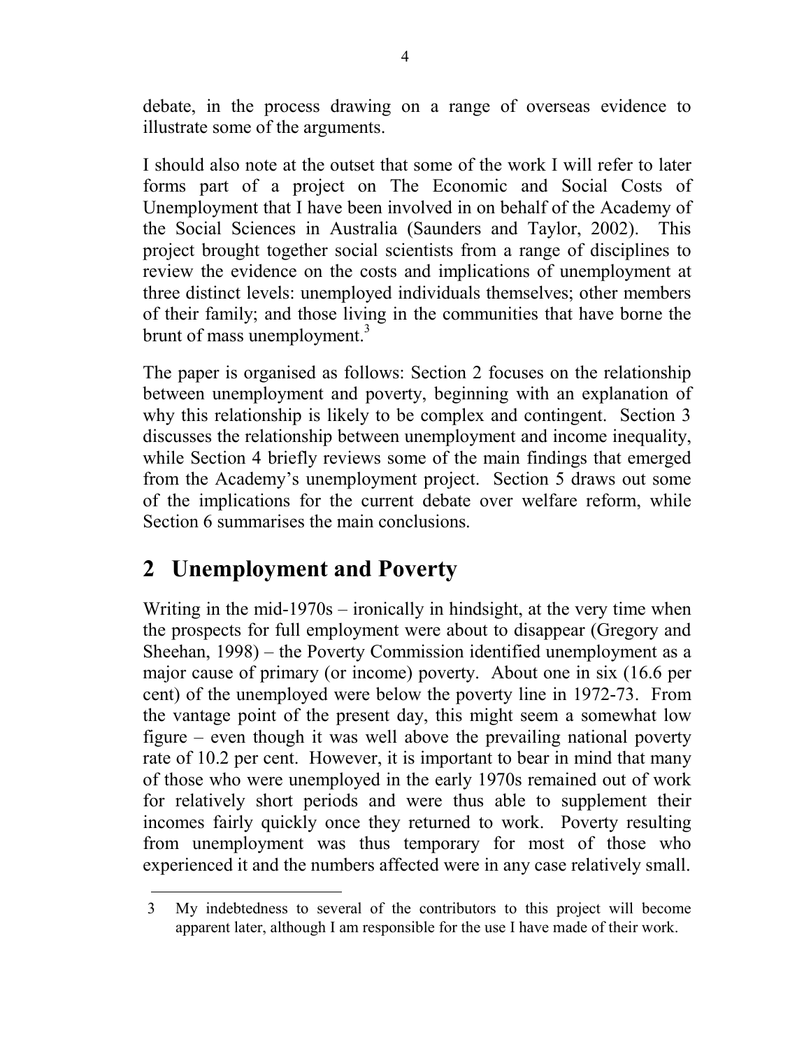debate, in the process drawing on a range of overseas evidence to illustrate some of the arguments.

I should also note at the outset that some of the work I will refer to later forms part of a project on The Economic and Social Costs of Unemployment that I have been involved in on behalf of the Academy of the Social Sciences in Australia (Saunders and Taylor, 2002). This project brought together social scientists from a range of disciplines to review the evidence on the costs and implications of unemployment at three distinct levels: unemployed individuals themselves; other members of their family; and those living in the communities that have borne the brunt of mass unemployment.[3]

The paper is organised as follows: Section 2 focuses on the relationship between unemployment and poverty, beginning with an explanation of why this relationship is likely to be complex and contingent. Section 3 discusses the relationship between unemployment and income inequality, while Section 4 briefly reviews some of the main findings that emerged from the Academy's unemployment project. Section 5 draws out some of the implications for the current debate over welfare reform, while Section 6 summarises the main conclusions.

## 2 Unemployment and Poverty

Writing in the mid-1970s – ironically in hindsight, at the very time when the prospects for full employment were about to disappear (Gregory and Sheehan, 1998) – the Poverty Commission identified unemployment as a major cause of primary (or income) poverty. About one in six (16.6 per cent) of the unemployed were below the poverty line in 1972-73. From the vantage point of the present day, this might seem a somewhat low figure – even though it was well above the prevailing national poverty rate of 10.2 per cent. However, it is important to bear in mind that many of those who were unemployed in the early 1970s remained out of work for relatively short periods and were thus able to supplement their incomes fairly quickly once they returned to work. Poverty resulting from unemployment was thus temporary for most of those who experienced it and the numbers affected were in any case relatively small.

3 My indebtedness to several of the contributors to this project will become apparent later, although I am responsible for the use I have made of their work.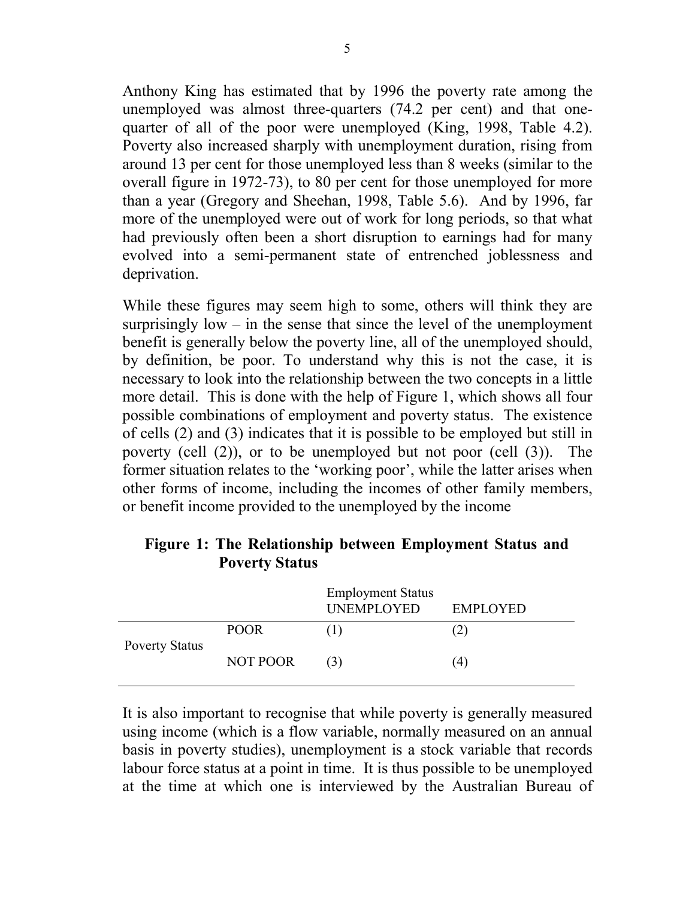Anthony King has estimated that by 1996 the poverty rate among the unemployed was almost three-quarters (74.2 per cent) and that one-quarter of all of the poor were unemployed (King, 1998, Table 4.2). Poverty also increased sharply with unemployment duration, rising from around 13 per cent for those unemployed less than 8 weeks (similar to the overall figure in 1972-73), to 80 per cent for those unemployed for more than a year (Gregory and Sheehan, 1998, Table 5.6). And by 1996, far more of the unemployed were out of work for long periods, so that what had previously often been a short disruption to earnings had for many evolved into a semi-permanent state of entrenched joblessness and deprivation.

While these figures may seem high to some, others will think they are surprisingly low – in the sense that since the level of the unemployment benefit is generally below the poverty line, all of the unemployed should, by definition, be poor. To understand why this is not the case, it is necessary to look into the relationship between the two concepts in a little more detail. This is done with the help of Figure 1, which shows all four possible combinations of employment and poverty status. The existence of cells (2) and (3) indicates that it is possible to be employed but still in poverty (cell (2)), or to be unemployed but not poor (cell (3)). The former situation relates to the 'working poor', while the latter arises when other forms of income, including the incomes of other family members, or benefit income provided to the unemployed by the income

**Figure 1: The Relationship between Employment Status and Poverty Status**

| | | Employment Status UNEMPLOYED | EMPLOYED |
|---|---|---|---|
| Poverty Status | POOR | (1) | (2) |
| | NOT POOR | (3) | (4) |

It is also important to recognise that while poverty is generally measured using income (which is a flow variable, normally measured on an annual basis in poverty studies), unemployment is a stock variable that records labour force status at a point in time. It is thus possible to be unemployed at the time at which one is interviewed by the Australian Bureau of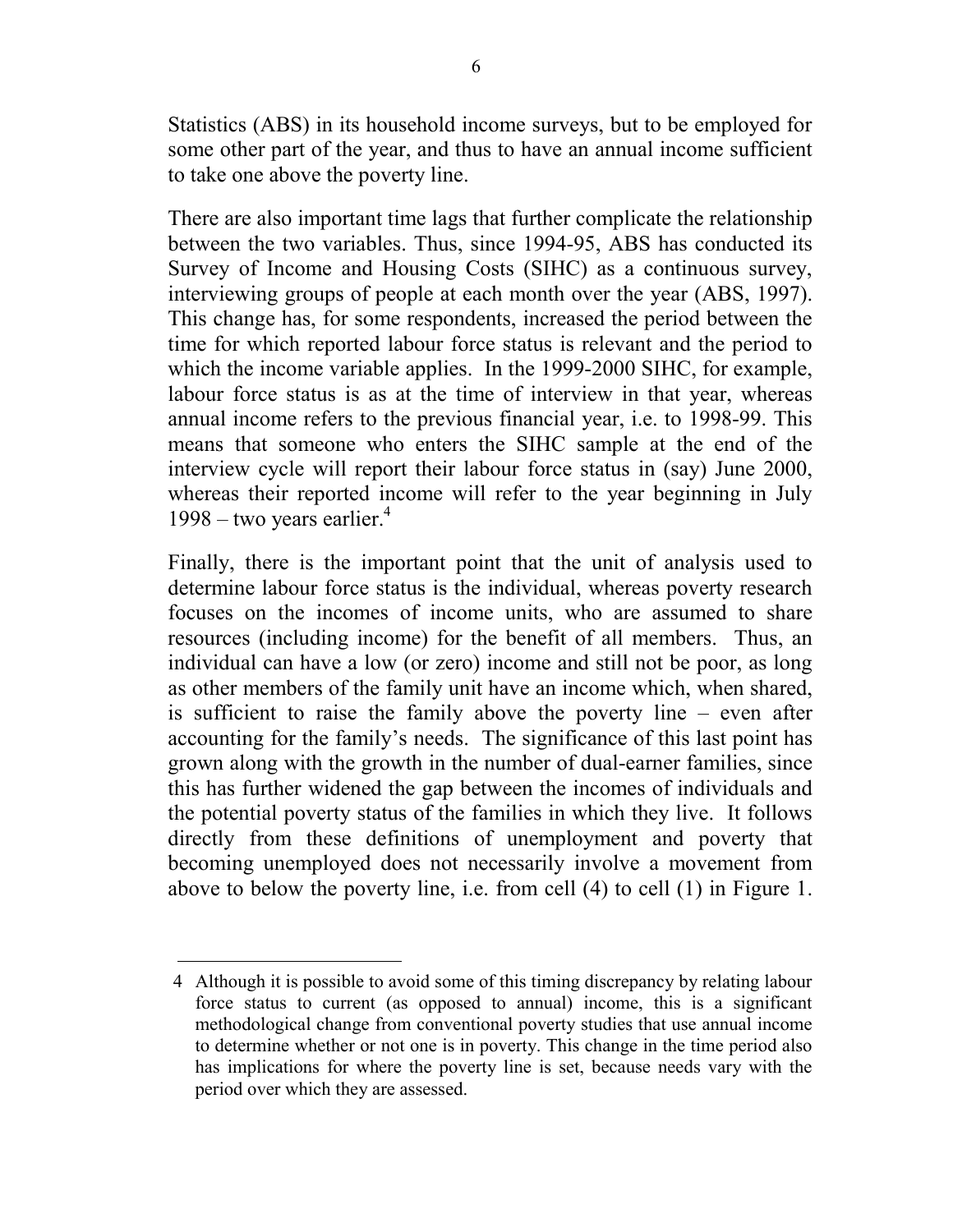Statistics (ABS) in its household income surveys, but to be employed for some other part of the year, and thus to have an annual income sufficient to take one above the poverty line.

There are also important time lags that further complicate the relationship between the two variables. Thus, since 1994-95, ABS has conducted its Survey of Income and Housing Costs (SIHC) as a continuous survey, interviewing groups of people at each month over the year (ABS, 1997). This change has, for some respondents, increased the period between the time for which reported labour force status is relevant and the period to which the income variable applies. In the 1999-2000 SIHC, for example, labour force status is as at the time of interview in that year, whereas annual income refers to the previous financial year, i.e. to 1998-99. This means that someone who enters the SIHC sample at the end of the interview cycle will report their labour force status in (say) June 2000, whereas their reported income will refer to the year beginning in July 1998 – two years earlier.[4]

Finally, there is the important point that the unit of analysis used to determine labour force status is the individual, whereas poverty research focuses on the incomes of income units, who are assumed to share resources (including income) for the benefit of all members. Thus, an individual can have a low (or zero) income and still not be poor, as long as other members of the family unit have an income which, when shared, is sufficient to raise the family above the poverty line – even after accounting for the family's needs. The significance of this last point has grown along with the growth in the number of dual-earner families, since this has further widened the gap between the incomes of individuals and the potential poverty status of the families in which they live. It follows directly from these definitions of unemployment and poverty that becoming unemployed does not necessarily involve a movement from above to below the poverty line, i.e. from cell (4) to cell (1) in Figure 1.

---

4 Although it is possible to avoid some of this timing discrepancy by relating labour force status to current (as opposed to annual) income, this is a significant methodological change from conventional poverty studies that use annual income to determine whether or not one is in poverty. This change in the time period also has implications for where the poverty line is set, because needs vary with the period over which they are assessed.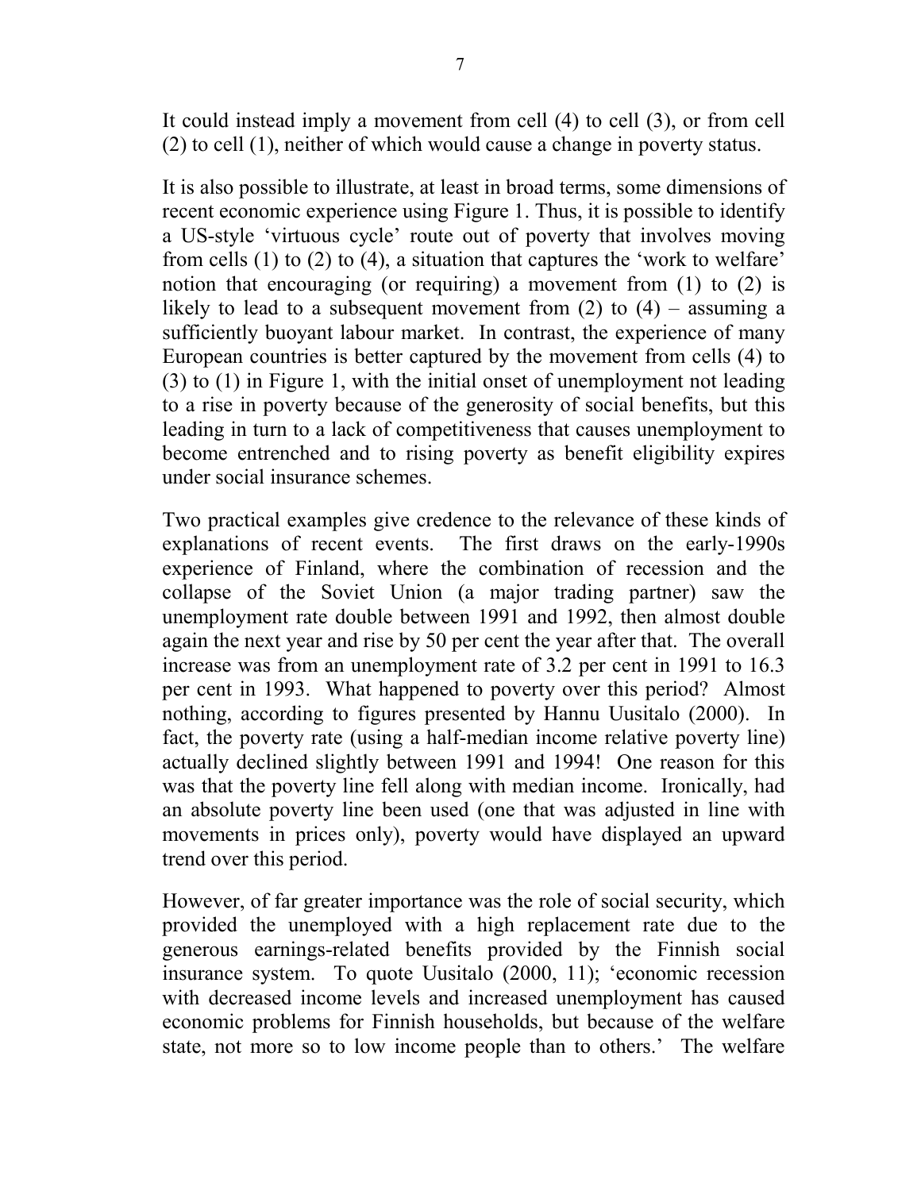It could instead imply a movement from cell (4) to cell (3), or from cell (2) to cell (1), neither of which would cause a change in poverty status.

It is also possible to illustrate, at least in broad terms, some dimensions of recent economic experience using Figure 1. Thus, it is possible to identify a US-style 'virtuous cycle' route out of poverty that involves moving from cells (1) to (2) to (4), a situation that captures the 'work to welfare' notion that encouraging (or requiring) a movement from (1) to (2) is likely to lead to a subsequent movement from (2) to (4) – assuming a sufficiently buoyant labour market. In contrast, the experience of many European countries is better captured by the movement from cells (4) to (3) to (1) in Figure 1, with the initial onset of unemployment not leading to a rise in poverty because of the generosity of social benefits, but this leading in turn to a lack of competitiveness that causes unemployment to become entrenched and to rising poverty as benefit eligibility expires under social insurance schemes.

Two practical examples give credence to the relevance of these kinds of explanations of recent events. The first draws on the early-1990s experience of Finland, where the combination of recession and the collapse of the Soviet Union (a major trading partner) saw the unemployment rate double between 1991 and 1992, then almost double again the next year and rise by 50 per cent the year after that. The overall increase was from an unemployment rate of 3.2 per cent in 1991 to 16.3 per cent in 1993. What happened to poverty over this period? Almost nothing, according to figures presented by Hannu Uusitalo (2000). In fact, the poverty rate (using a half-median income relative poverty line) actually declined slightly between 1991 and 1994! One reason for this was that the poverty line fell along with median income. Ironically, had an absolute poverty line been used (one that was adjusted in line with movements in prices only), poverty would have displayed an upward trend over this period.

However, of far greater importance was the role of social security, which provided the unemployed with a high replacement rate due to the generous earnings-related benefits provided by the Finnish social insurance system. To quote Uusitalo (2000, 11); 'economic recession with decreased income levels and increased unemployment has caused economic problems for Finnish households, but because of the welfare state, not more so to low income people than to others.' The welfare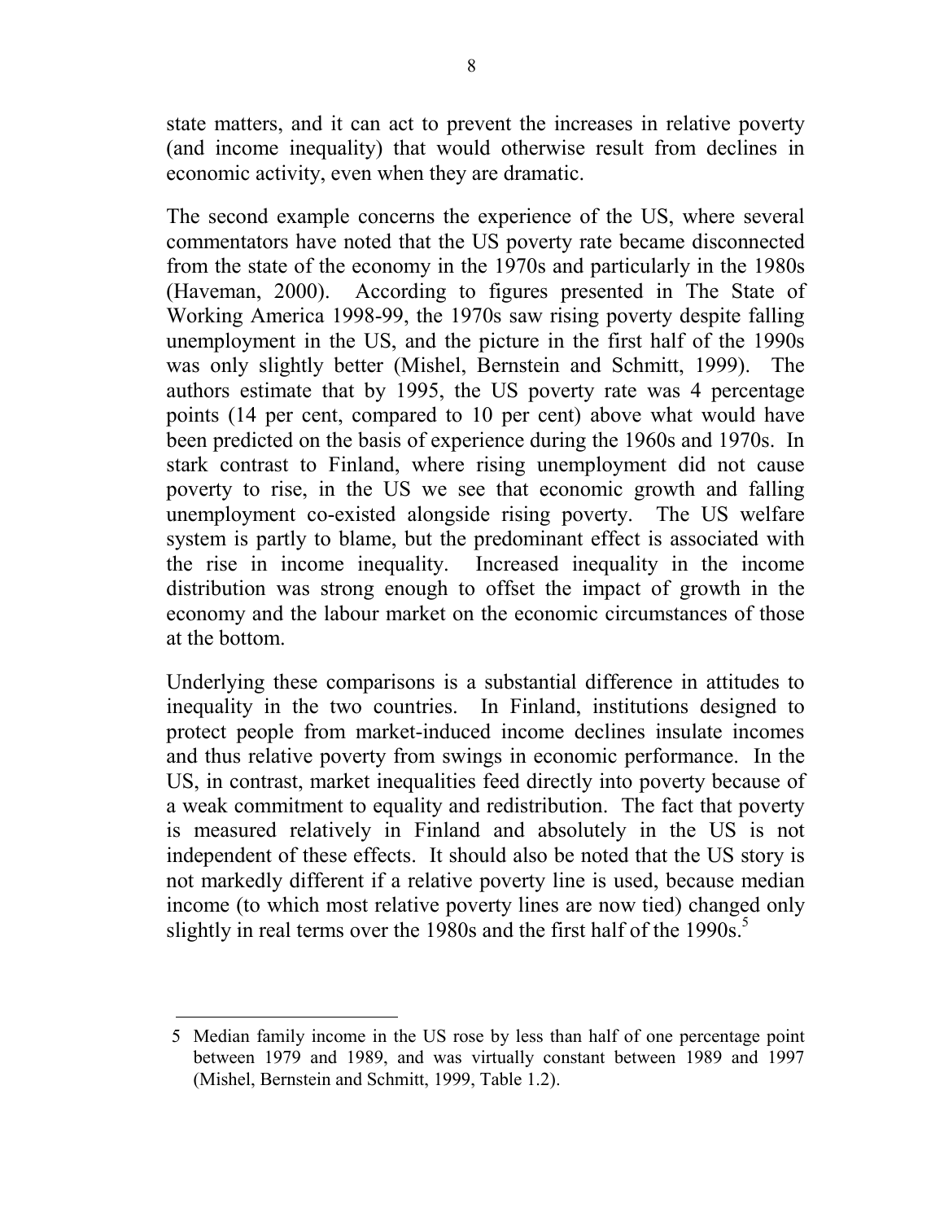state matters, and it can act to prevent the increases in relative poverty (and income inequality) that would otherwise result from declines in economic activity, even when they are dramatic.

The second example concerns the experience of the US, where several commentators have noted that the US poverty rate became disconnected from the state of the economy in the 1970s and particularly in the 1980s (Haveman, 2000). According to figures presented in The State of Working America 1998-99, the 1970s saw rising poverty despite falling unemployment in the US, and the picture in the first half of the 1990s was only slightly better (Mishel, Bernstein and Schmitt, 1999). The authors estimate that by 1995, the US poverty rate was 4 percentage points (14 per cent, compared to 10 per cent) above what would have been predicted on the basis of experience during the 1960s and 1970s. In stark contrast to Finland, where rising unemployment did not cause poverty to rise, in the US we see that economic growth and falling unemployment co-existed alongside rising poverty. The US welfare system is partly to blame, but the predominant effect is associated with the rise in income inequality. Increased inequality in the income distribution was strong enough to offset the impact of growth in the economy and the labour market on the economic circumstances of those at the bottom.

Underlying these comparisons is a substantial difference in attitudes to inequality in the two countries. In Finland, institutions designed to protect people from market-induced income declines insulate incomes and thus relative poverty from swings in economic performance. In the US, in contrast, market inequalities feed directly into poverty because of a weak commitment to equality and redistribution. The fact that poverty is measured relatively in Finland and absolutely in the US is not independent of these effects. It should also be noted that the US story is not markedly different if a relative poverty line is used, because median income (to which most relative poverty lines are now tied) changed only slightly in real terms over the 1980s and the first half of the 1990s.[5]

---

5 Median family income in the US rose by less than half of one percentage point between 1979 and 1989, and was virtually constant between 1989 and 1997 (Mishel, Bernstein and Schmitt, 1999, Table 1.2).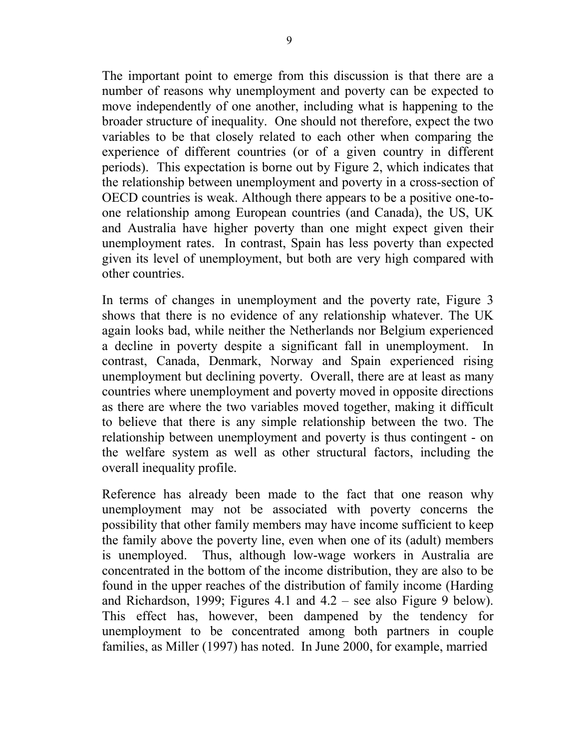The important point to emerge from this discussion is that there are a number of reasons why unemployment and poverty can be expected to move independently of one another, including what is happening to the broader structure of inequality. One should not therefore, expect the two variables to be that closely related to each other when comparing the experience of different countries (or of a given country in different periods). This expectation is borne out by Figure 2, which indicates that the relationship between unemployment and poverty in a cross-section of OECD countries is weak. Although there appears to be a positive one-to-one relationship among European countries (and Canada), the US, UK and Australia have higher poverty than one might expect given their unemployment rates. In contrast, Spain has less poverty than expected given its level of unemployment, but both are very high compared with other countries.

In terms of changes in unemployment and the poverty rate, Figure 3 shows that there is no evidence of any relationship whatever. The UK again looks bad, while neither the Netherlands nor Belgium experienced a decline in poverty despite a significant fall in unemployment. In contrast, Canada, Denmark, Norway and Spain experienced rising unemployment but declining poverty. Overall, there are at least as many countries where unemployment and poverty moved in opposite directions as there are where the two variables moved together, making it difficult to believe that there is any simple relationship between the two. The relationship between unemployment and poverty is thus contingent - on the welfare system as well as other structural factors, including the overall inequality profile.

Reference has already been made to the fact that one reason why unemployment may not be associated with poverty concerns the possibility that other family members may have income sufficient to keep the family above the poverty line, even when one of its (adult) members is unemployed. Thus, although low-wage workers in Australia are concentrated in the bottom of the income distribution, they are also to be found in the upper reaches of the distribution of family income (Harding and Richardson, 1999; Figures 4.1 and 4.2 – see also Figure 9 below). This effect has, however, been dampened by the tendency for unemployment to be concentrated among both partners in couple families, as Miller (1997) has noted. In June 2000, for example, married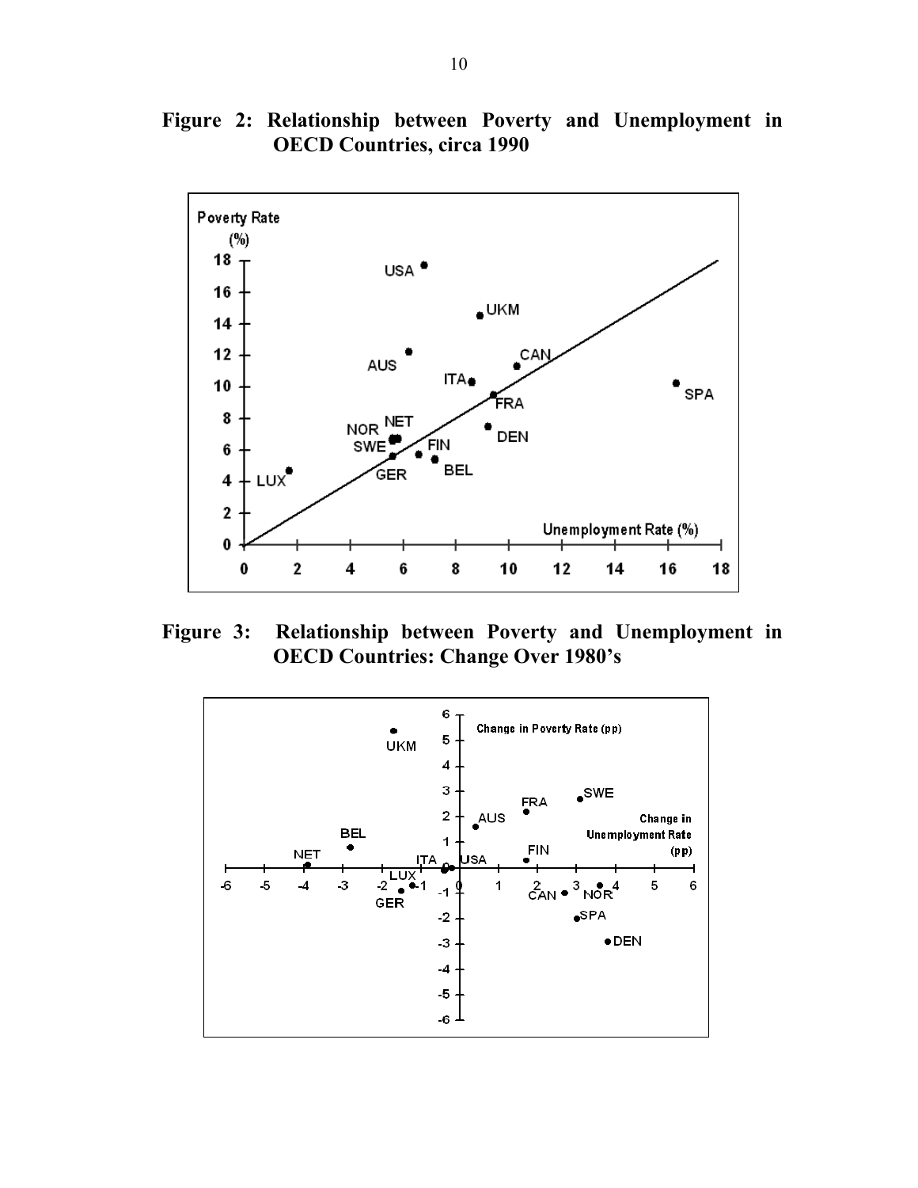**Figure 2: Relationship between Poverty and Unemployment in OECD Countries, circa 1990**

**Figure 3: Relationship between Poverty and Unemployment in OECD Countries: Change Over 1980's**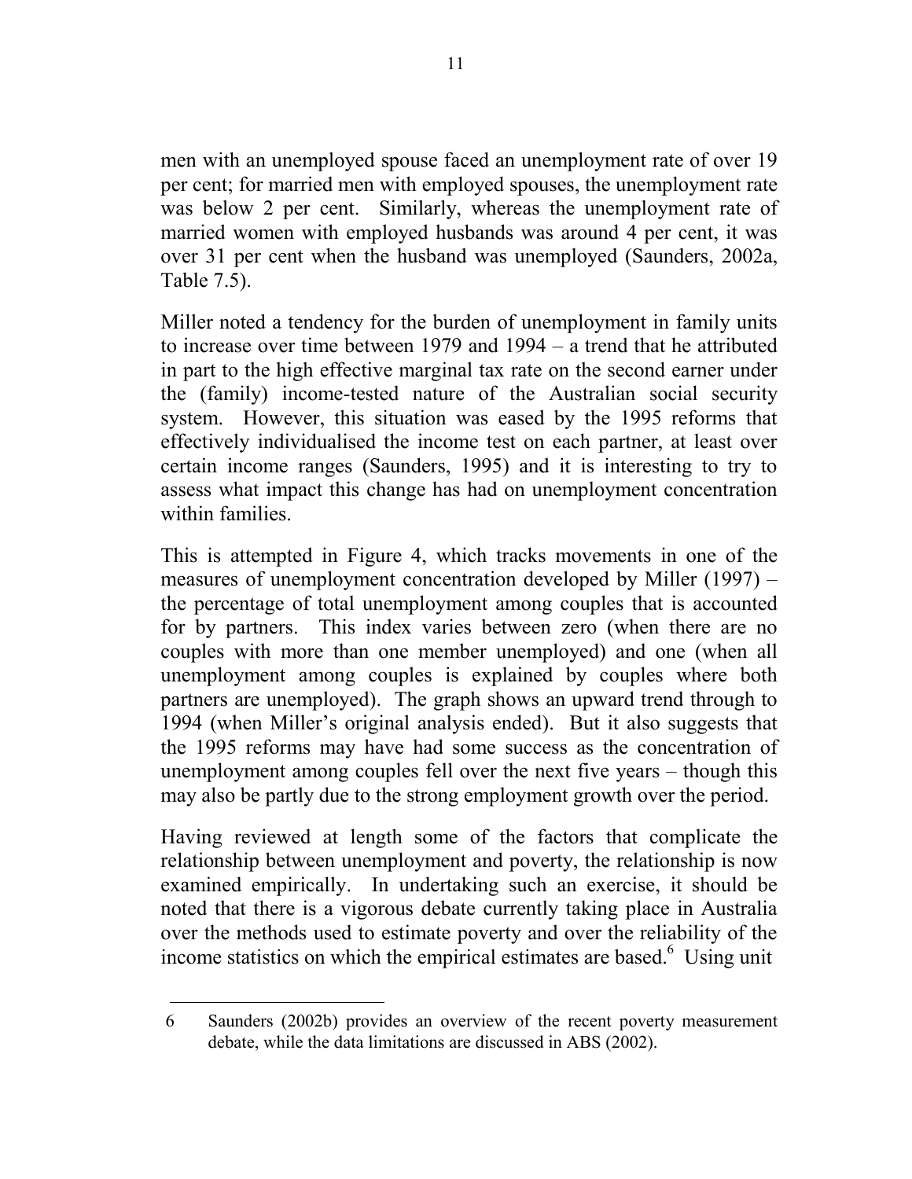men with an unemployed spouse faced an unemployment rate of over 19 per cent; for married men with employed spouses, the unemployment rate was below 2 per cent. Similarly, whereas the unemployment rate of married women with employed husbands was around 4 per cent, it was over 31 per cent when the husband was unemployed (Saunders, 2002a, Table 7.5).

Miller noted a tendency for the burden of unemployment in family units to increase over time between 1979 and 1994 – a trend that he attributed in part to the high effective marginal tax rate on the second earner under the (family) income-tested nature of the Australian social security system. However, this situation was eased by the 1995 reforms that effectively individualised the income test on each partner, at least over certain income ranges (Saunders, 1995) and it is interesting to try to assess what impact this change has had on unemployment concentration within families.

This is attempted in Figure 4, which tracks movements in one of the measures of unemployment concentration developed by Miller (1997) – the percentage of total unemployment among couples that is accounted for by partners. This index varies between zero (when there are no couples with more than one member unemployed) and one (when all unemployment among couples is explained by couples where both partners are unemployed). The graph shows an upward trend through to 1994 (when Miller's original analysis ended). But it also suggests that the 1995 reforms may have had some success as the concentration of unemployment among couples fell over the next five years – though this may also be partly due to the strong employment growth over the period.

Having reviewed at length some of the factors that complicate the relationship between unemployment and poverty, the relationship is now examined empirically. In undertaking such an exercise, it should be noted that there is a vigorous debate currently taking place in Australia over the methods used to estimate poverty and over the reliability of the income statistics on which the empirical estimates are based.[6] Using unit

6 Saunders (2002b) provides an overview of the recent poverty measurement debate, while the data limitations are discussed in ABS (2002).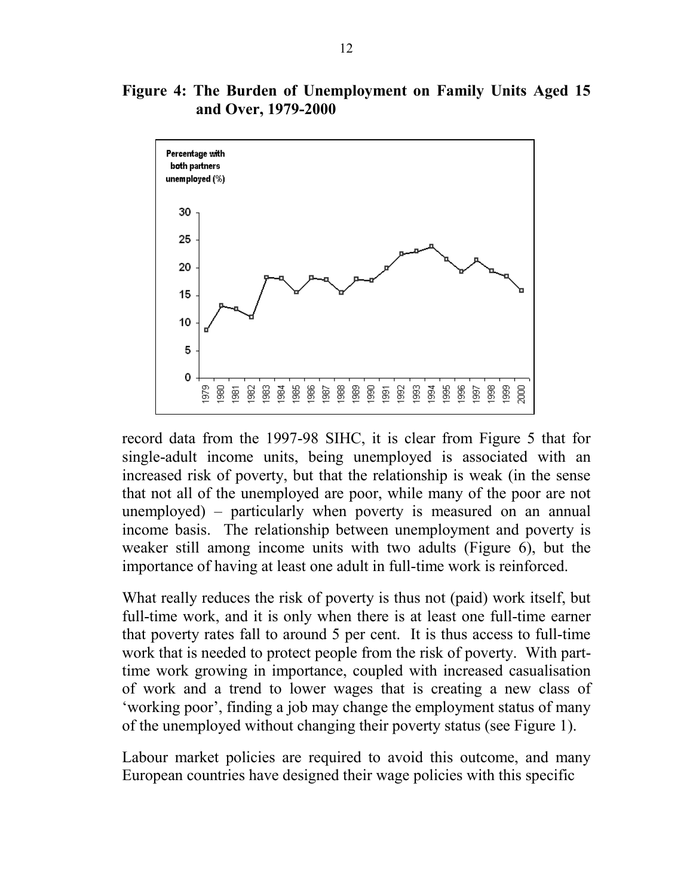**Figure 4: The Burden of Unemployment on Family Units Aged 15 and Over, 1979-2000**

record data from the 1997-98 SIHC, it is clear from Figure 5 that for single-adult income units, being unemployed is associated with an increased risk of poverty, but that the relationship is weak (in the sense that not all of the unemployed are poor, while many of the poor are not unemployed) – particularly when poverty is measured on an annual income basis. The relationship between unemployment and poverty is weaker still among income units with two adults (Figure 6), but the importance of having at least one adult in full-time work is reinforced.

What really reduces the risk of poverty is thus not (paid) work itself, but full-time work, and it is only when there is at least one full-time earner that poverty rates fall to around 5 per cent. It is thus access to full-time work that is needed to protect people from the risk of poverty. With part-time work growing in importance, coupled with increased casualisation of work and a trend to lower wages that is creating a new class of 'working poor', finding a job may change the employment status of many of the unemployed without changing their poverty status (see Figure 1).

Labour market policies are required to avoid this outcome, and many European countries have designed their wage policies with this specific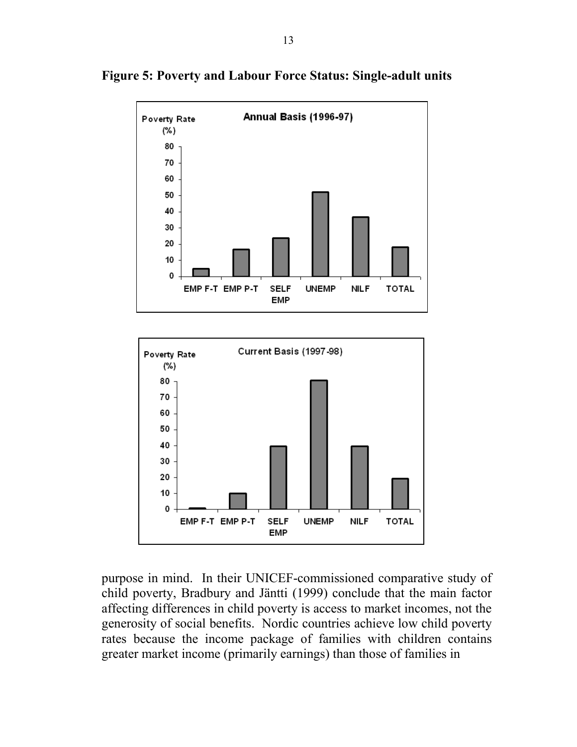**Figure 5: Poverty and Labour Force Status: Single-adult units**

purpose in mind. In their UNICEF-commissioned comparative study of child poverty, Bradbury and Jäntti (1999) conclude that the main factor affecting differences in child poverty is access to market incomes, not the generosity of social benefits. Nordic countries achieve low child poverty rates because the income package of families with children contains greater market income (primarily earnings) than those of families in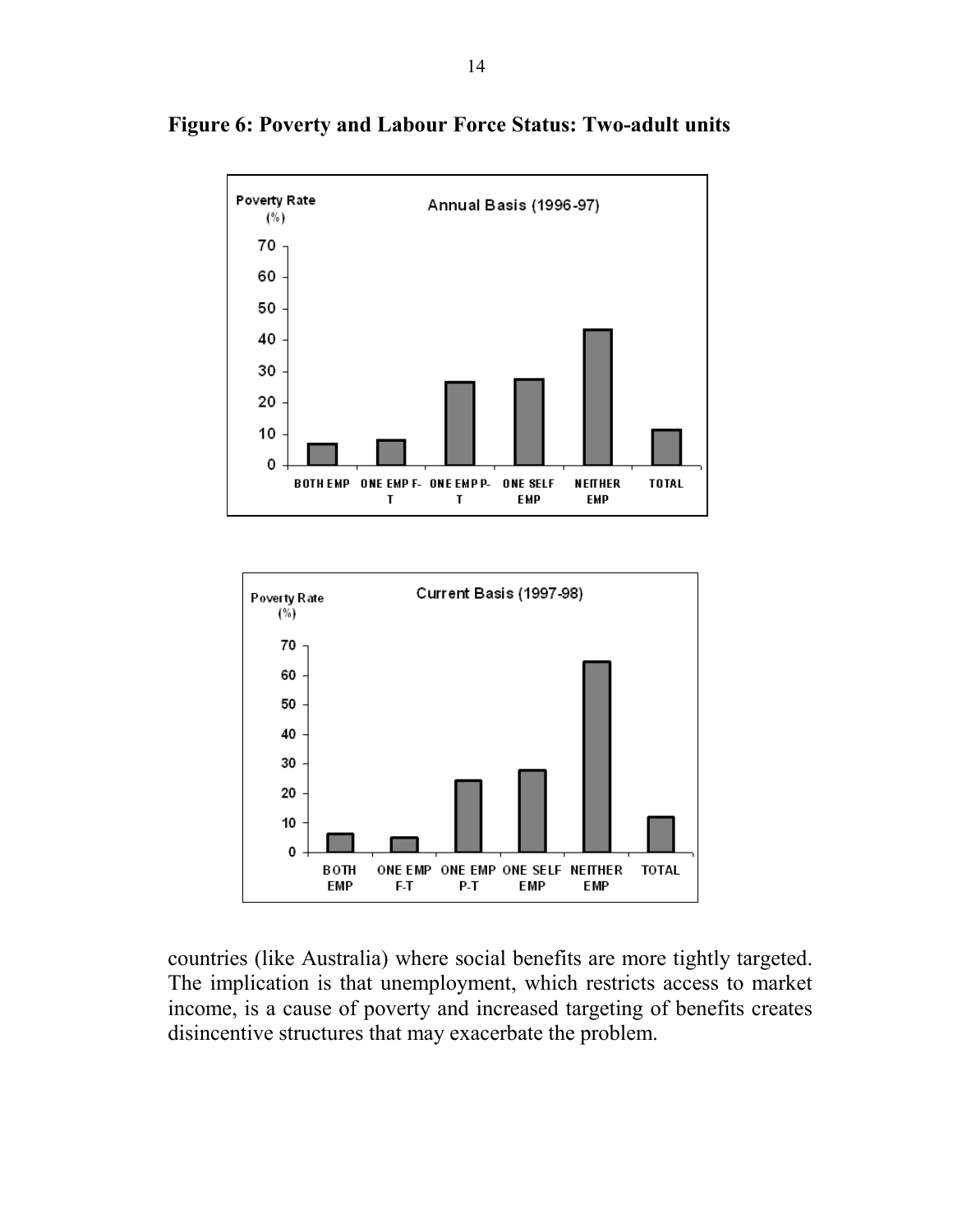**Figure 6: Poverty and Labour Force Status: Two-adult units**

countries (like Australia) where social benefits are more tightly targeted. The implication is that unemployment, which restricts access to market income, is a cause of poverty and increased targeting of benefits creates disincentive structures that may exacerbate the problem.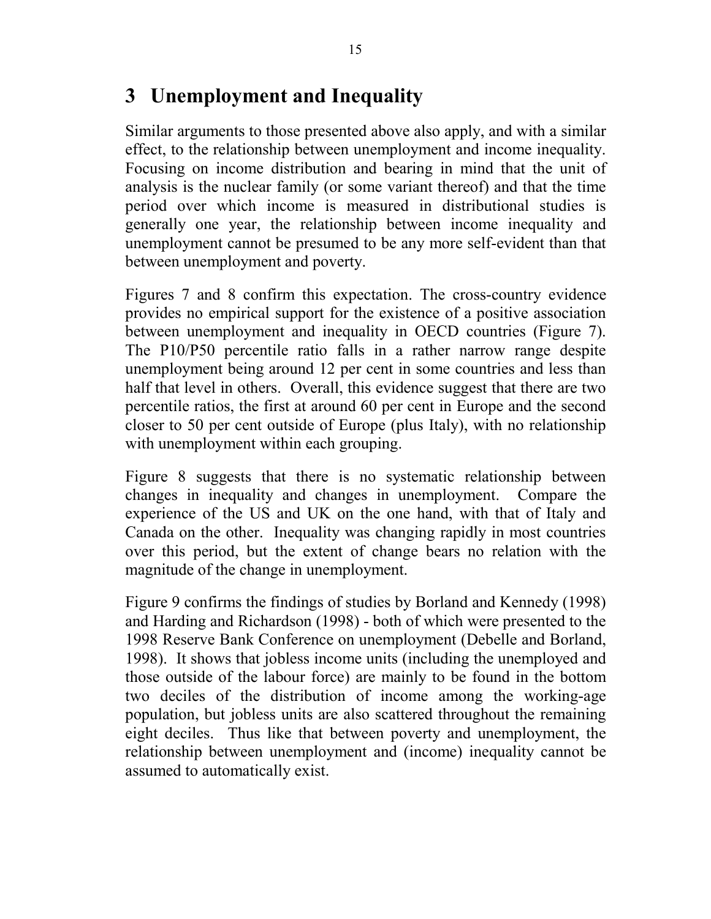# 3 Unemployment and Inequality

Similar arguments to those presented above also apply, and with a similar effect, to the relationship between unemployment and income inequality. Focusing on income distribution and bearing in mind that the unit of analysis is the nuclear family (or some variant thereof) and that the time period over which income is measured in distributional studies is generally one year, the relationship between income inequality and unemployment cannot be presumed to be any more self-evident than that between unemployment and poverty.

Figures 7 and 8 confirm this expectation. The cross-country evidence provides no empirical support for the existence of a positive association between unemployment and inequality in OECD countries (Figure 7). The P10/P50 percentile ratio falls in a rather narrow range despite unemployment being around 12 per cent in some countries and less than half that level in others. Overall, this evidence suggest that there are two percentile ratios, the first at around 60 per cent in Europe and the second closer to 50 per cent outside of Europe (plus Italy), with no relationship with unemployment within each grouping.

Figure 8 suggests that there is no systematic relationship between changes in inequality and changes in unemployment. Compare the experience of the US and UK on the one hand, with that of Italy and Canada on the other. Inequality was changing rapidly in most countries over this period, but the extent of change bears no relation with the magnitude of the change in unemployment.

Figure 9 confirms the findings of studies by Borland and Kennedy (1998) and Harding and Richardson (1998) - both of which were presented to the 1998 Reserve Bank Conference on unemployment (Debelle and Borland, 1998). It shows that jobless income units (including the unemployed and those outside of the labour force) are mainly to be found in the bottom two deciles of the distribution of income among the working-age population, but jobless units are also scattered throughout the remaining eight deciles. Thus like that between poverty and unemployment, the relationship between unemployment and (income) inequality cannot be assumed to automatically exist.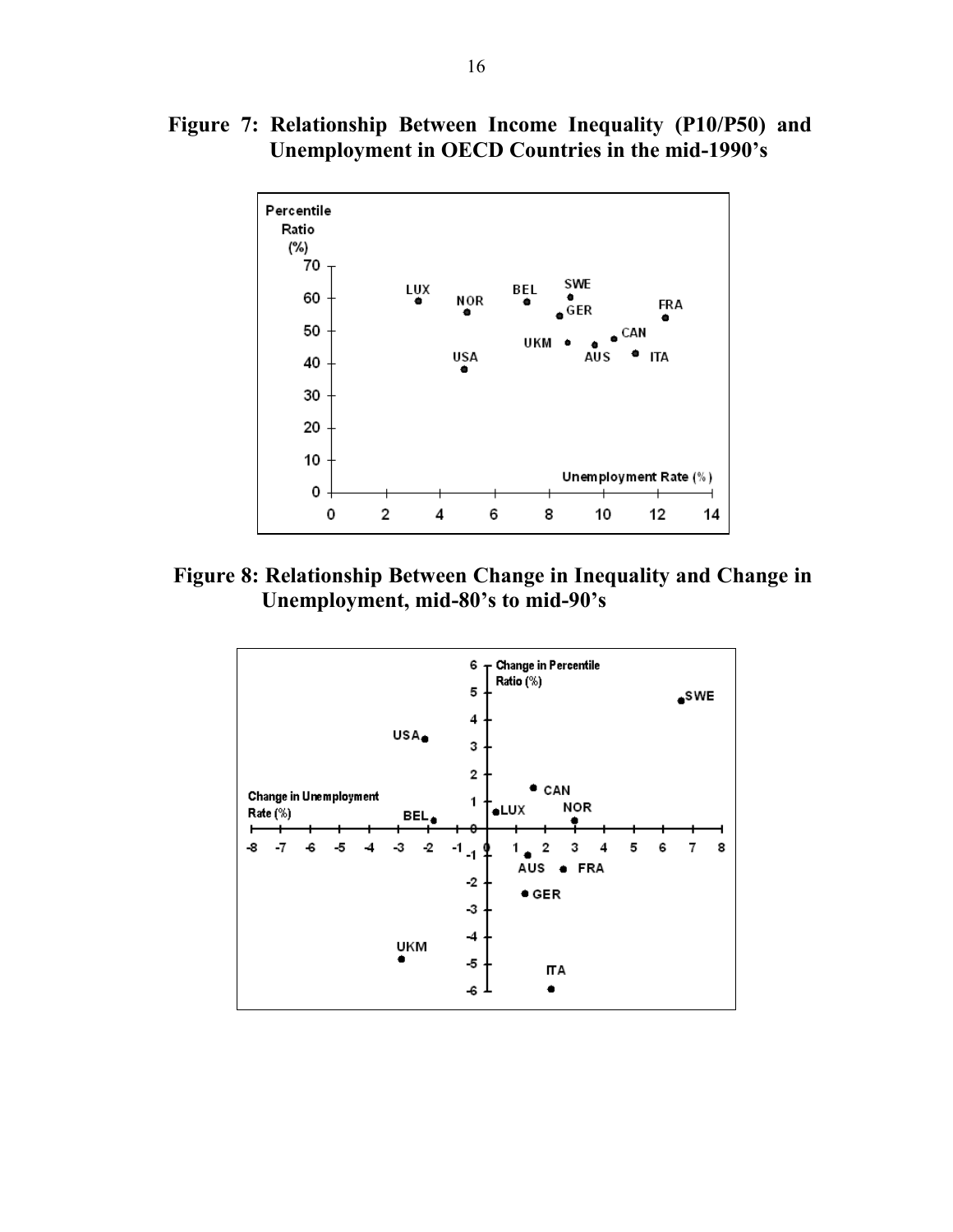**Figure 7: Relationship Between Income Inequality (P10/P50) and Unemployment in OECD Countries in the mid-1990's**

**Figure 8: Relationship Between Change in Inequality and Change in Unemployment, mid-80's to mid-90's**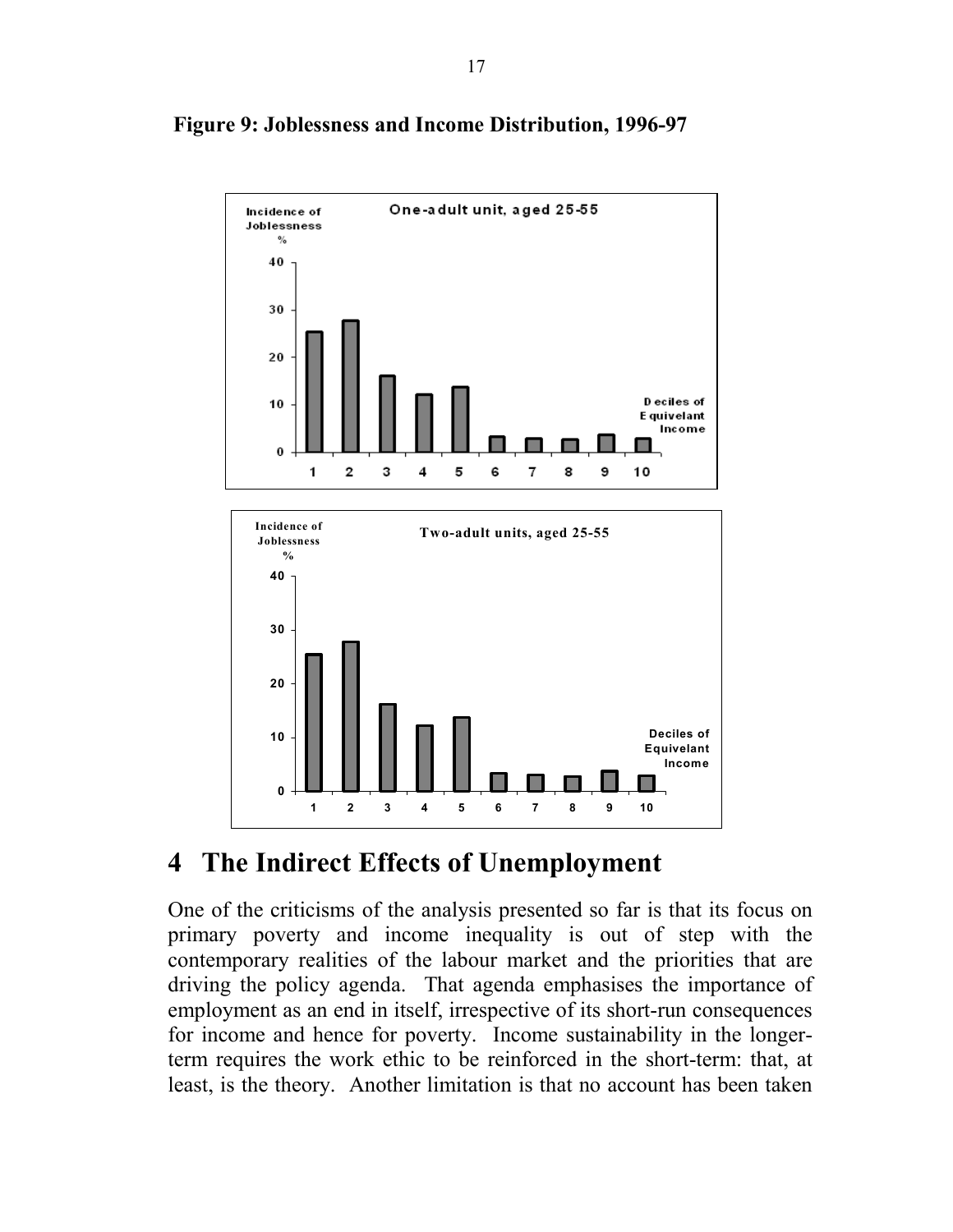**Figure 9: Joblessness and Income Distribution, 1996-97**

# 4 The Indirect Effects of Unemployment

One of the criticisms of the analysis presented so far is that its focus on primary poverty and income inequality is out of step with the contemporary realities of the labour market and the priorities that are driving the policy agenda. That agenda emphasises the importance of employment as an end in itself, irrespective of its short-run consequences for income and hence for poverty. Income sustainability in the longer-term requires the work ethic to be reinforced in the short-term: that, at least, is the theory. Another limitation is that no account has been taken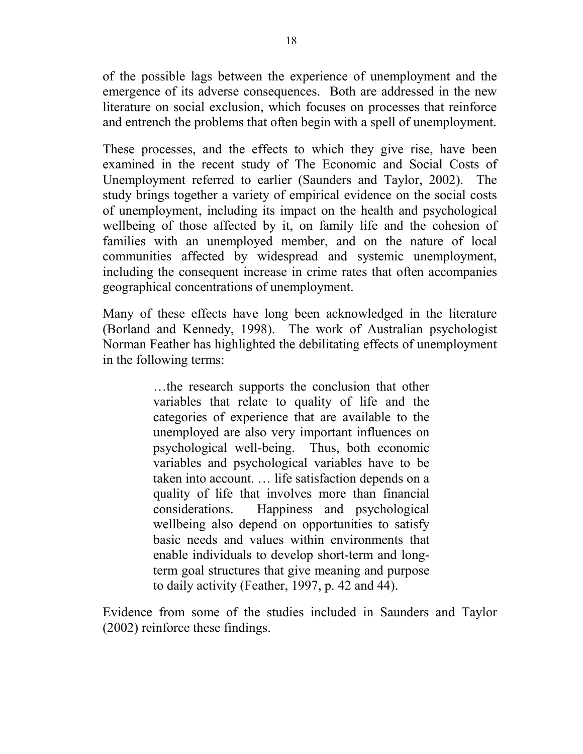of the possible lags between the experience of unemployment and the emergence of its adverse consequences. Both are addressed in the new literature on social exclusion, which focuses on processes that reinforce and entrench the problems that often begin with a spell of unemployment.

These processes, and the effects to which they give rise, have been examined in the recent study of The Economic and Social Costs of Unemployment referred to earlier (Saunders and Taylor, 2002). The study brings together a variety of empirical evidence on the social costs of unemployment, including its impact on the health and psychological wellbeing of those affected by it, on family life and the cohesion of families with an unemployed member, and on the nature of local communities affected by widespread and systemic unemployment, including the consequent increase in crime rates that often accompanies geographical concentrations of unemployment.

Many of these effects have long been acknowledged in the literature (Borland and Kennedy, 1998). The work of Australian psychologist Norman Feather has highlighted the debilitating effects of unemployment in the following terms:

> …the research supports the conclusion that other variables that relate to quality of life and the categories of experience that are available to the unemployed are also very important influences on psychological well-being. Thus, both economic variables and psychological variables have to be taken into account. … life satisfaction depends on a quality of life that involves more than financial considerations. Happiness and psychological wellbeing also depend on opportunities to satisfy basic needs and values within environments that enable individuals to develop short-term and long-term goal structures that give meaning and purpose to daily activity (Feather, 1997, p. 42 and 44).

Evidence from some of the studies included in Saunders and Taylor (2002) reinforce these findings.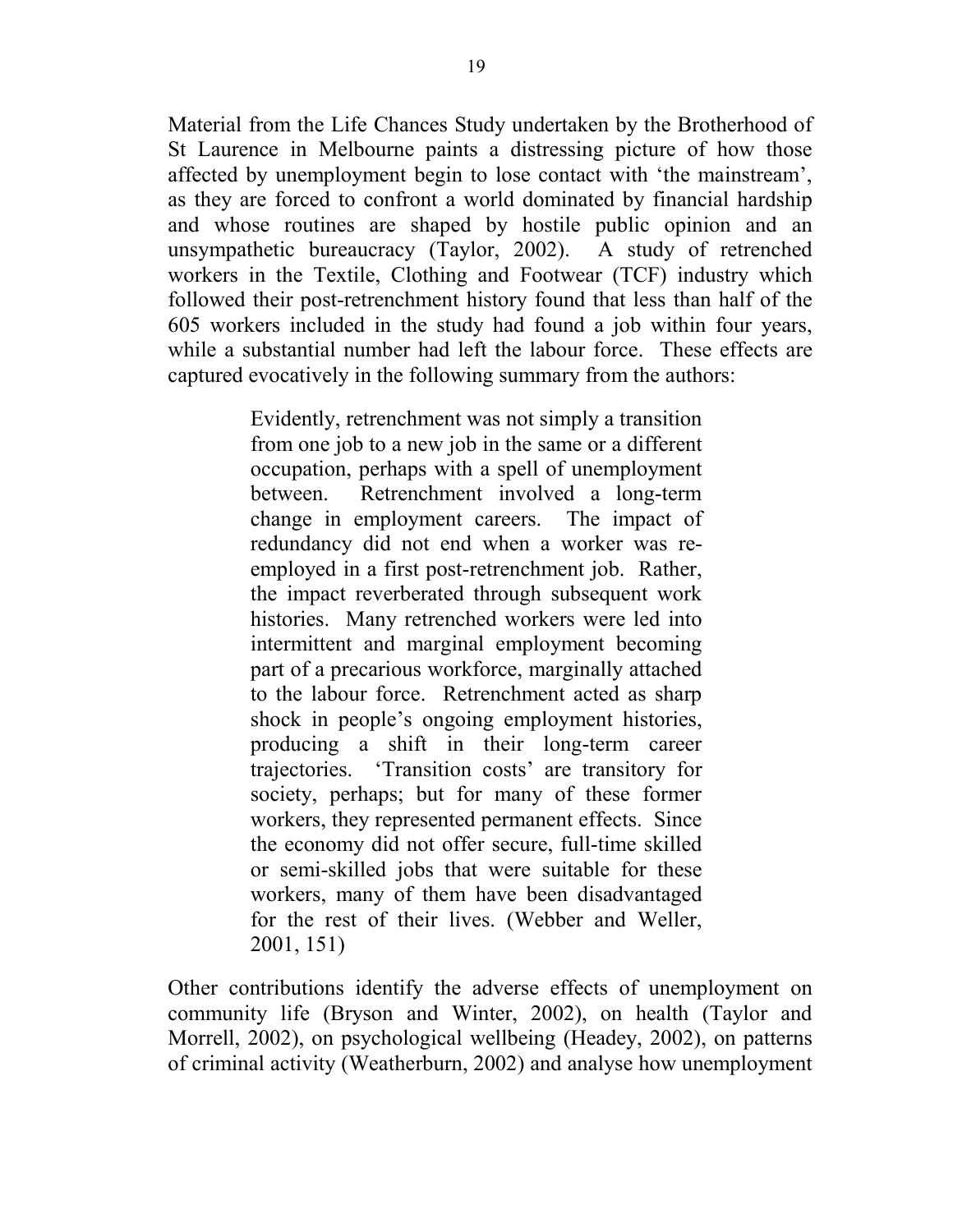Material from the Life Chances Study undertaken by the Brotherhood of St Laurence in Melbourne paints a distressing picture of how those affected by unemployment begin to lose contact with 'the mainstream', as they are forced to confront a world dominated by financial hardship and whose routines are shaped by hostile public opinion and an unsympathetic bureaucracy (Taylor, 2002). A study of retrenched workers in the Textile, Clothing and Footwear (TCF) industry which followed their post-retrenchment history found that less than half of the 605 workers included in the study had found a job within four years, while a substantial number had left the labour force. These effects are captured evocatively in the following summary from the authors:

> Evidently, retrenchment was not simply a transition from one job to a new job in the same or a different occupation, perhaps with a spell of unemployment between. Retrenchment involved a long-term change in employment careers. The impact of redundancy did not end when a worker was re-employed in a first post-retrenchment job. Rather, the impact reverberated through subsequent work histories. Many retrenched workers were led into intermittent and marginal employment becoming part of a precarious workforce, marginally attached to the labour force. Retrenchment acted as sharp shock in people's ongoing employment histories, producing a shift in their long-term career trajectories. 'Transition costs' are transitory for society, perhaps; but for many of these former workers, they represented permanent effects. Since the economy did not offer secure, full-time skilled or semi-skilled jobs that were suitable for these workers, many of them have been disadvantaged for the rest of their lives. (Webber and Weller, 2001, 151)

Other contributions identify the adverse effects of unemployment on community life (Bryson and Winter, 2002), on health (Taylor and Morrell, 2002), on psychological wellbeing (Headey, 2002), on patterns of criminal activity (Weatherburn, 2002) and analyse how unemployment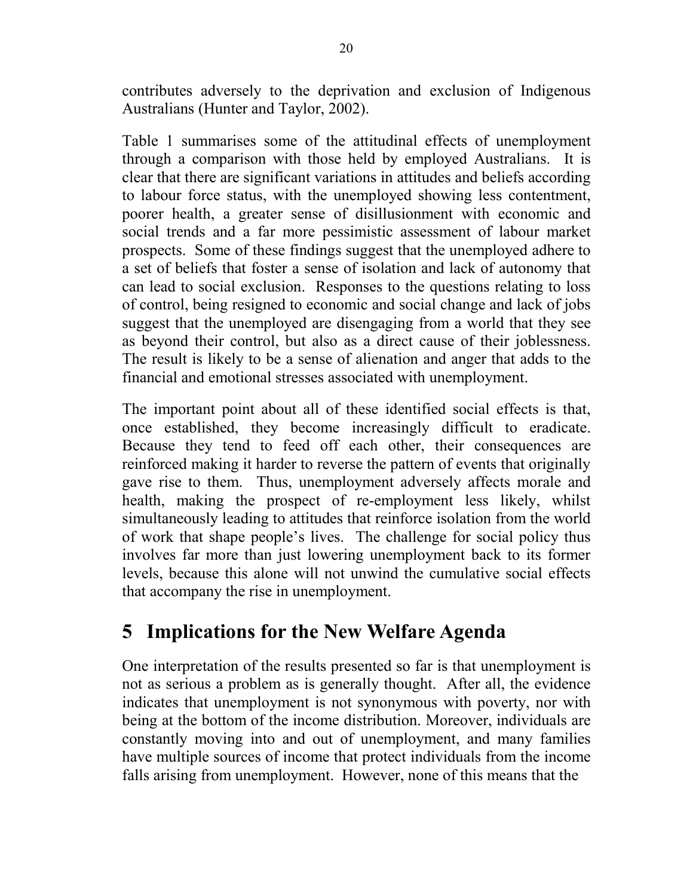contributes adversely to the deprivation and exclusion of Indigenous Australians (Hunter and Taylor, 2002).

Table 1 summarises some of the attitudinal effects of unemployment through a comparison with those held by employed Australians. It is clear that there are significant variations in attitudes and beliefs according to labour force status, with the unemployed showing less contentment, poorer health, a greater sense of disillusionment with economic and social trends and a far more pessimistic assessment of labour market prospects. Some of these findings suggest that the unemployed adhere to a set of beliefs that foster a sense of isolation and lack of autonomy that can lead to social exclusion. Responses to the questions relating to loss of control, being resigned to economic and social change and lack of jobs suggest that the unemployed are disengaging from a world that they see as beyond their control, but also as a direct cause of their joblessness. The result is likely to be a sense of alienation and anger that adds to the financial and emotional stresses associated with unemployment.

The important point about all of these identified social effects is that, once established, they become increasingly difficult to eradicate. Because they tend to feed off each other, their consequences are reinforced making it harder to reverse the pattern of events that originally gave rise to them. Thus, unemployment adversely affects morale and health, making the prospect of re-employment less likely, whilst simultaneously leading to attitudes that reinforce isolation from the world of work that shape people's lives. The challenge for social policy thus involves far more than just lowering unemployment back to its former levels, because this alone will not unwind the cumulative social effects that accompany the rise in unemployment.

## 5 Implications for the New Welfare Agenda

One interpretation of the results presented so far is that unemployment is not as serious a problem as is generally thought. After all, the evidence indicates that unemployment is not synonymous with poverty, nor with being at the bottom of the income distribution. Moreover, individuals are constantly moving into and out of unemployment, and many families have multiple sources of income that protect individuals from the income falls arising from unemployment. However, none of this means that the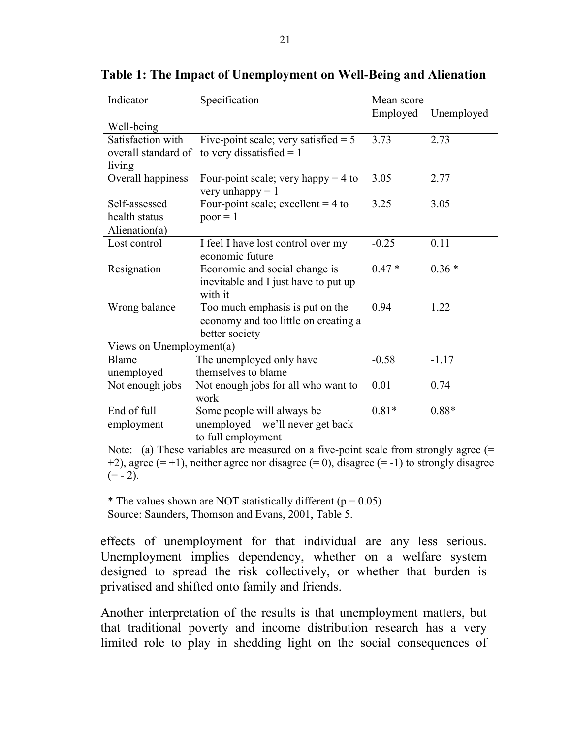**Table 1: The Impact of Unemployment on Well-Being and Alienation**

| Indicator | Specification | Mean score | |
|---|---|---|---|
| | | Employed | Unemployed |
| Well-being | | | |
| Satisfaction with overall standard of living | Five-point scale; very satisfied = 5 to very dissatisfied = 1 | 3.73 | 2.73 |
| Overall happiness | Four-point scale; very happy = 4 to very unhappy = 1 | 3.05 | 2.77 |
| Self-assessed health status | Four-point scale; excellent = 4 to poor = 1 | 3.25 | 3.05 |
| Alienation(a) | | | |
| Lost control | I feel I have lost control over my economic future | -0.25 | 0.11 |
| Resignation | Economic and social change is inevitable and I just have to put up with it | 0.47 * | 0.36 * |
| Wrong balance | Too much emphasis is put on the economy and too little on creating a better society | 0.94 | 1.22 |
| Views on Unemployment(a) | | | |
| Blame unemployed | The unemployed only have themselves to blame | -0.58 | -1.17 |
| Not enough jobs | Not enough jobs for all who want to work | 0.01 | 0.74 |
| End of full employment | Some people will always be unemployed – we'll never get back to full employment | 0.81* | 0.88* |

Note: (a) These variables are measured on a five-point scale from strongly agree (= +2), agree (= +1), neither agree nor disagree (= 0), disagree (= -1) to strongly disagree (= - 2).

* The values shown are NOT statistically different (p = 0.05)

Source: Saunders, Thomson and Evans, 2001, Table 5.

effects of unemployment for that individual are any less serious. Unemployment implies dependency, whether on a welfare system designed to spread the risk collectively, or whether that burden is privatised and shifted onto family and friends.

Another interpretation of the results is that unemployment matters, but that traditional poverty and income distribution research has a very limited role to play in shedding light on the social consequences of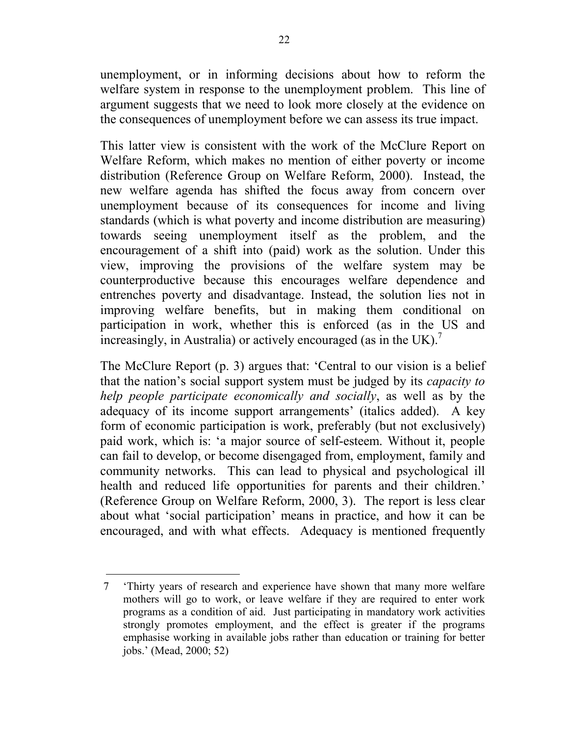unemployment, or in informing decisions about how to reform the welfare system in response to the unemployment problem. This line of argument suggests that we need to look more closely at the evidence on the consequences of unemployment before we can assess its true impact.

This latter view is consistent with the work of the McClure Report on Welfare Reform, which makes no mention of either poverty or income distribution (Reference Group on Welfare Reform, 2000). Instead, the new welfare agenda has shifted the focus away from concern over unemployment because of its consequences for income and living standards (which is what poverty and income distribution are measuring) towards seeing unemployment itself as the problem, and the encouragement of a shift into (paid) work as the solution. Under this view, improving the provisions of the welfare system may be counterproductive because this encourages welfare dependence and entrenches poverty and disadvantage. Instead, the solution lies not in improving welfare benefits, but in making them conditional on participation in work, whether this is enforced (as in the US and increasingly, in Australia) or actively encouraged (as in the UK).[7]

The McClure Report (p. 3) argues that: 'Central to our vision is a belief that the nation's social support system must be judged by its *capacity to help people participate economically and socially*, as well as by the adequacy of its income support arrangements' (italics added). A key form of economic participation is work, preferably (but not exclusively) paid work, which is: 'a major source of self-esteem. Without it, people can fail to develop, or become disengaged from, employment, family and community networks. This can lead to physical and psychological ill health and reduced life opportunities for parents and their children.' (Reference Group on Welfare Reform, 2000, 3). The report is less clear about what 'social participation' means in practice, and how it can be encouraged, and with what effects. Adequacy is mentioned frequently

---

7 'Thirty years of research and experience have shown that many more welfare mothers will go to work, or leave welfare if they are required to enter work programs as a condition of aid. Just participating in mandatory work activities strongly promotes employment, and the effect is greater if the programs emphasise working in available jobs rather than education or training for better jobs.' (Mead, 2000; 52)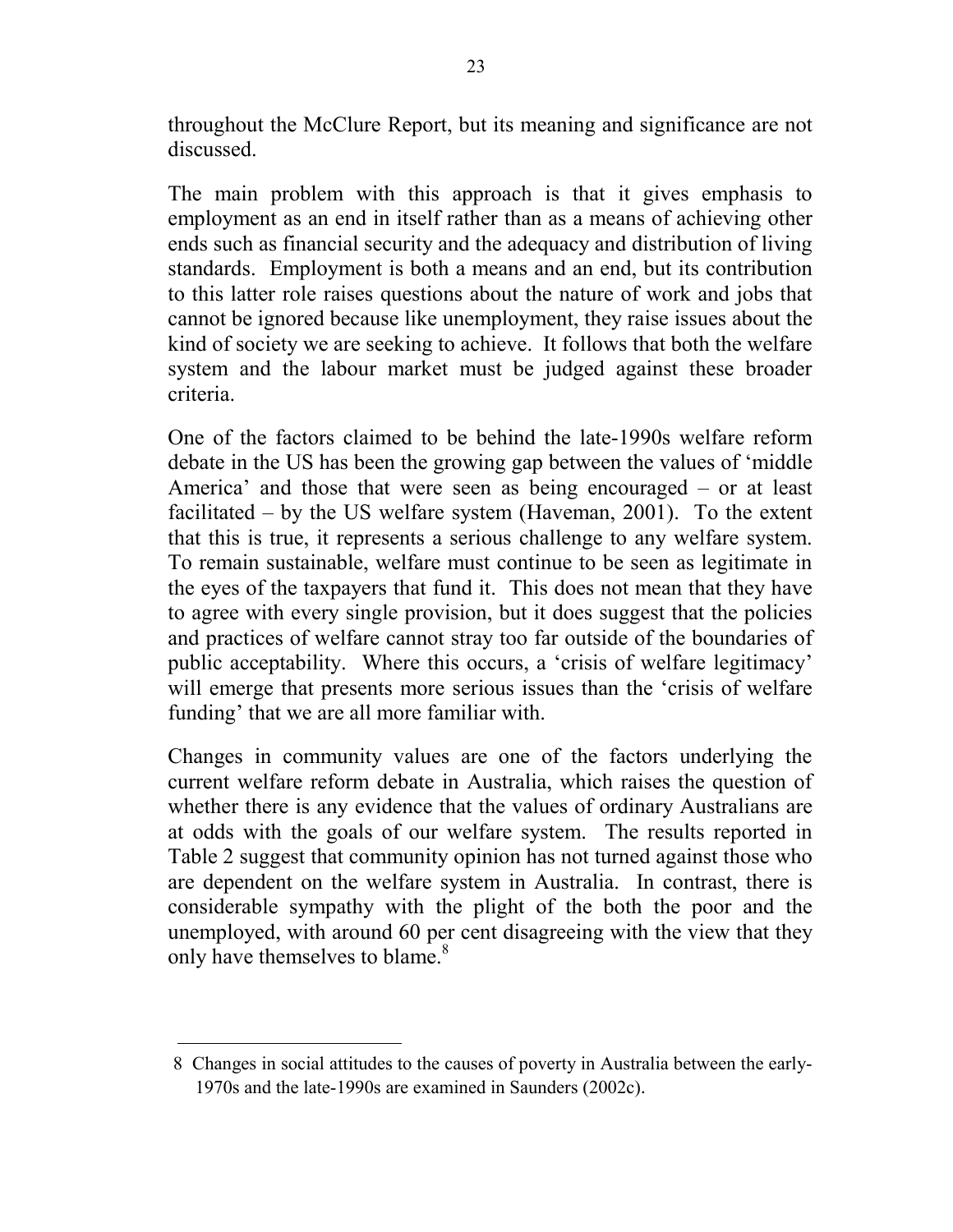throughout the McClure Report, but its meaning and significance are not discussed.

The main problem with this approach is that it gives emphasis to employment as an end in itself rather than as a means of achieving other ends such as financial security and the adequacy and distribution of living standards. Employment is both a means and an end, but its contribution to this latter role raises questions about the nature of work and jobs that cannot be ignored because like unemployment, they raise issues about the kind of society we are seeking to achieve. It follows that both the welfare system and the labour market must be judged against these broader criteria.

One of the factors claimed to be behind the late-1990s welfare reform debate in the US has been the growing gap between the values of 'middle America' and those that were seen as being encouraged – or at least facilitated – by the US welfare system (Haveman, 2001). To the extent that this is true, it represents a serious challenge to any welfare system. To remain sustainable, welfare must continue to be seen as legitimate in the eyes of the taxpayers that fund it. This does not mean that they have to agree with every single provision, but it does suggest that the policies and practices of welfare cannot stray too far outside of the boundaries of public acceptability. Where this occurs, a 'crisis of welfare legitimacy' will emerge that presents more serious issues than the 'crisis of welfare funding' that we are all more familiar with.

Changes in community values are one of the factors underlying the current welfare reform debate in Australia, which raises the question of whether there is any evidence that the values of ordinary Australians are at odds with the goals of our welfare system. The results reported in Table 2 suggest that community opinion has not turned against those who are dependent on the welfare system in Australia. In contrast, there is considerable sympathy with the plight of the both the poor and the unemployed, with around 60 per cent disagreeing with the view that they only have themselves to blame.[8]

---

[8] Changes in social attitudes to the causes of poverty in Australia between the early-1970s and the late-1990s are examined in Saunders (2002c).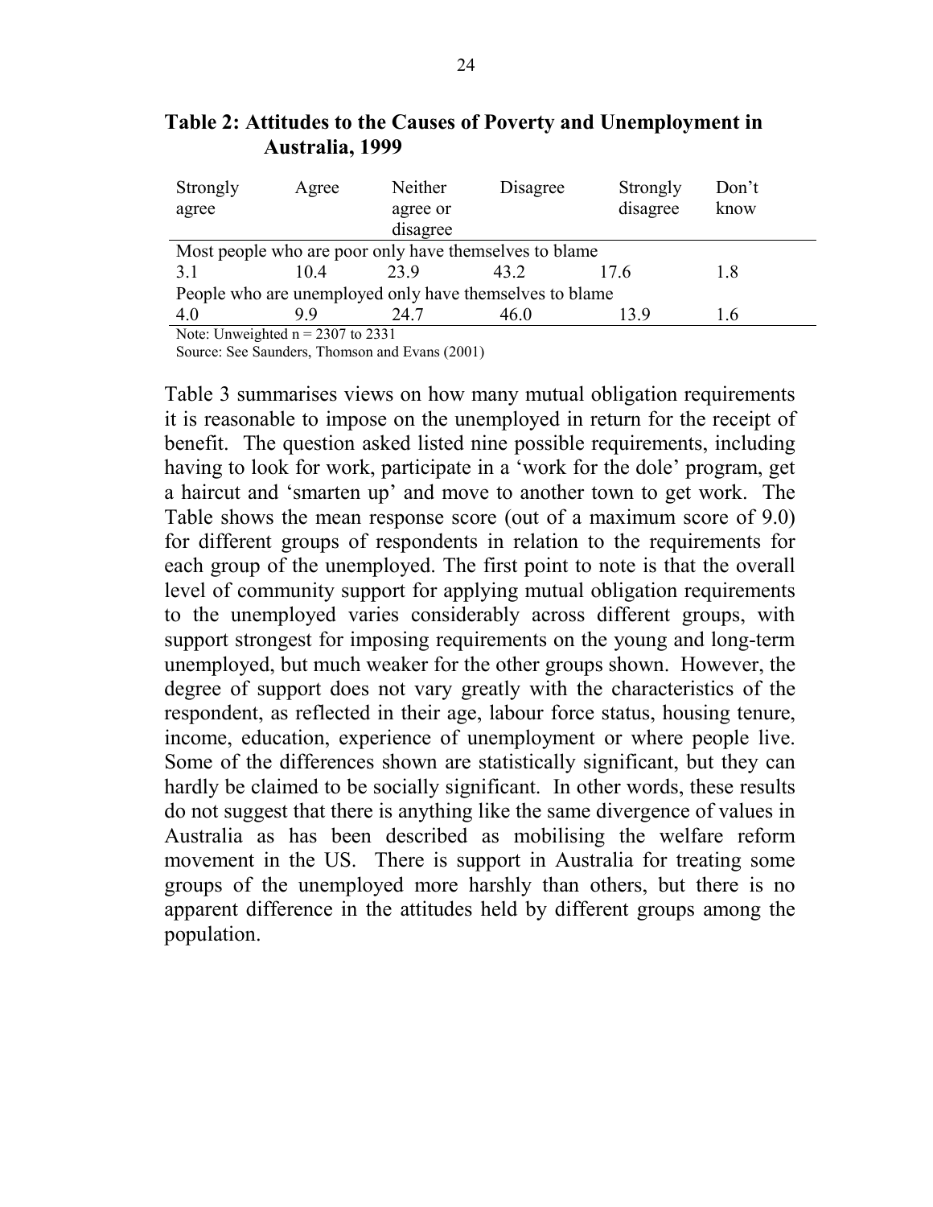**Table 2: Attitudes to the Causes of Poverty and Unemployment in Australia, 1999**

| Strongly agree | Agree | Neither agree or disagree | Disagree | Strongly disagree | Don't know |
|---|---|---|---|---|---|
| Most people who are poor only have themselves to blame | | | | | |
| 3.1 | 10.4 | 23.9 | 43.2 | 17.6 | 1.8 |
| People who are unemployed only have themselves to blame | | | | | |
| 4.0 | 9.9 | 24.7 | 46.0 | 13.9 | 1.6 |

Note: Unweighted n = 2307 to 2331

Source: See Saunders, Thomson and Evans (2001)

Table 3 summarises views on how many mutual obligation requirements it is reasonable to impose on the unemployed in return for the receipt of benefit. The question asked listed nine possible requirements, including having to look for work, participate in a 'work for the dole' program, get a haircut and 'smarten up' and move to another town to get work. The Table shows the mean response score (out of a maximum score of 9.0) for different groups of respondents in relation to the requirements for each group of the unemployed. The first point to note is that the overall level of community support for applying mutual obligation requirements to the unemployed varies considerably across different groups, with support strongest for imposing requirements on the young and long-term unemployed, but much weaker for the other groups shown. However, the degree of support does not vary greatly with the characteristics of the respondent, as reflected in their age, labour force status, housing tenure, income, education, experience of unemployment or where people live. Some of the differences shown are statistically significant, but they can hardly be claimed to be socially significant. In other words, these results do not suggest that there is anything like the same divergence of values in Australia as has been described as mobilising the welfare reform movement in the US. There is support in Australia for treating some groups of the unemployed more harshly than others, but there is no apparent difference in the attitudes held by different groups among the population.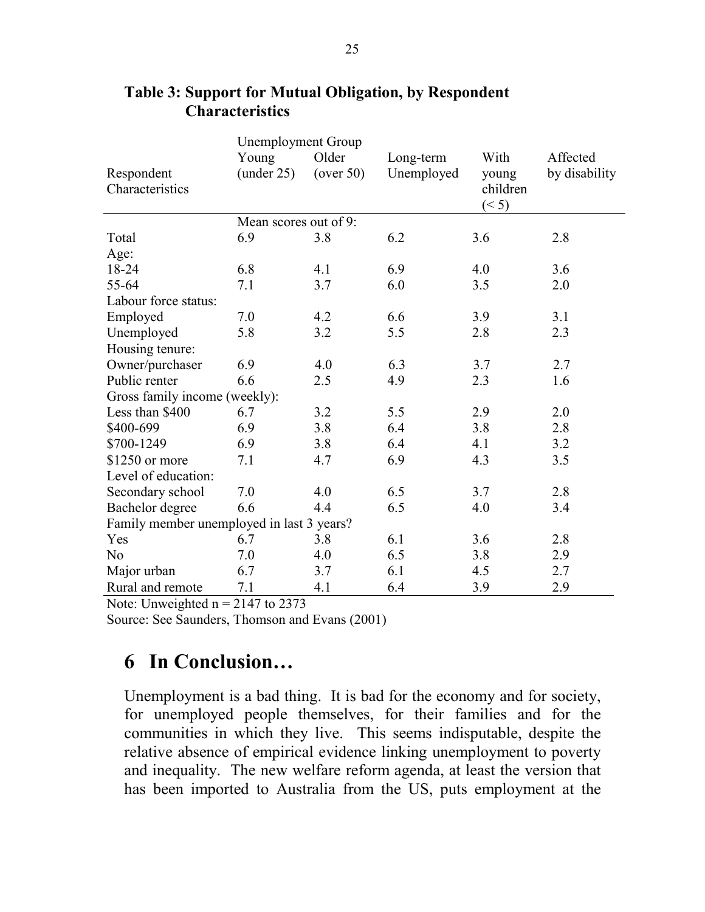**Table 3: Support for Mutual Obligation, by Respondent Characteristics**

| Respondent Characteristics | Unemployment Group Young (under 25) | Older (over 50) | Long-term Unemployed | With young children (< 5) | Affected by disability |
|---|---|---|---|---|---|
| | Mean scores out of 9: | | | | |
| Total | 6.9 | 3.8 | 6.2 | 3.6 | 2.8 |
| Age: | | | | | |
| 18-24 | 6.8 | 4.1 | 6.9 | 4.0 | 3.6 |
| 55-64 | 7.1 | 3.7 | 6.0 | 3.5 | 2.0 |
| Labour force status: | | | | | |
| Employed | 7.0 | 4.2 | 6.6 | 3.9 | 3.1 |
| Unemployed | 5.8 | 3.2 | 5.5 | 2.8 | 2.3 |
| Housing tenure: | | | | | |
| Owner/purchaser | 6.9 | 4.0 | 6.3 | 3.7 | 2.7 |
| Public renter | 6.6 | 2.5 | 4.9 | 2.3 | 1.6 |
| Gross family income (weekly): | | | | | |
| Less than $400 | 6.7 | 3.2 | 5.5 | 2.9 | 2.0 |
| $400-699 | 6.9 | 3.8 | 6.4 | 3.8 | 2.8 |
| $700-1249 | 6.9 | 3.8 | 6.4 | 4.1 | 3.2 |
| $1250 or more | 7.1 | 4.7 | 6.9 | 4.3 | 3.5 |
| Level of education: | | | | | |
| Secondary school | 7.0 | 4.0 | 6.5 | 3.7 | 2.8 |
| Bachelor degree | 6.6 | 4.4 | 6.5 | 4.0 | 3.4 |
| Family member unemployed in last 3 years? | | | | | |
| Yes | 6.7 | 3.8 | 6.1 | 3.6 | 2.8 |
| No | 7.0 | 4.0 | 6.5 | 3.8 | 2.9 |
| Major urban | 6.7 | 3.7 | 6.1 | 4.5 | 2.7 |
| Rural and remote | 7.1 | 4.1 | 6.4 | 3.9 | 2.9 |

Note: Unweighted n = 2147 to 2373

Source: See Saunders, Thomson and Evans (2001)

# 6 In Conclusion…

Unemployment is a bad thing. It is bad for the economy and for society, for unemployed people themselves, for their families and for the communities in which they live. This seems indisputable, despite the relative absence of empirical evidence linking unemployment to poverty and inequality. The new welfare reform agenda, at least the version that has been imported to Australia from the US, puts employment at the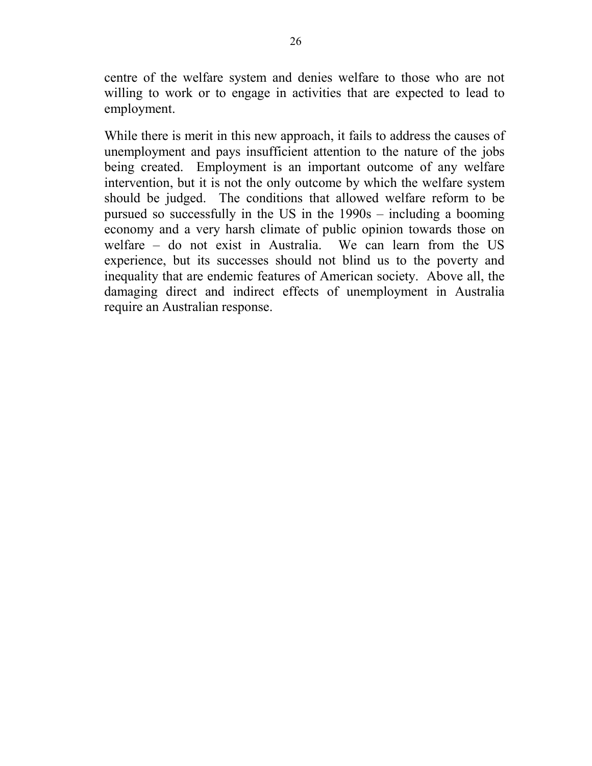centre of the welfare system and denies welfare to those who are not willing to work or to engage in activities that are expected to lead to employment.

While there is merit in this new approach, it fails to address the causes of unemployment and pays insufficient attention to the nature of the jobs being created. Employment is an important outcome of any welfare intervention, but it is not the only outcome by which the welfare system should be judged. The conditions that allowed welfare reform to be pursued so successfully in the US in the 1990s – including a booming economy and a very harsh climate of public opinion towards those on welfare – do not exist in Australia. We can learn from the US experience, but its successes should not blind us to the poverty and inequality that are endemic features of American society. Above all, the damaging direct and indirect effects of unemployment in Australia require an Australian response.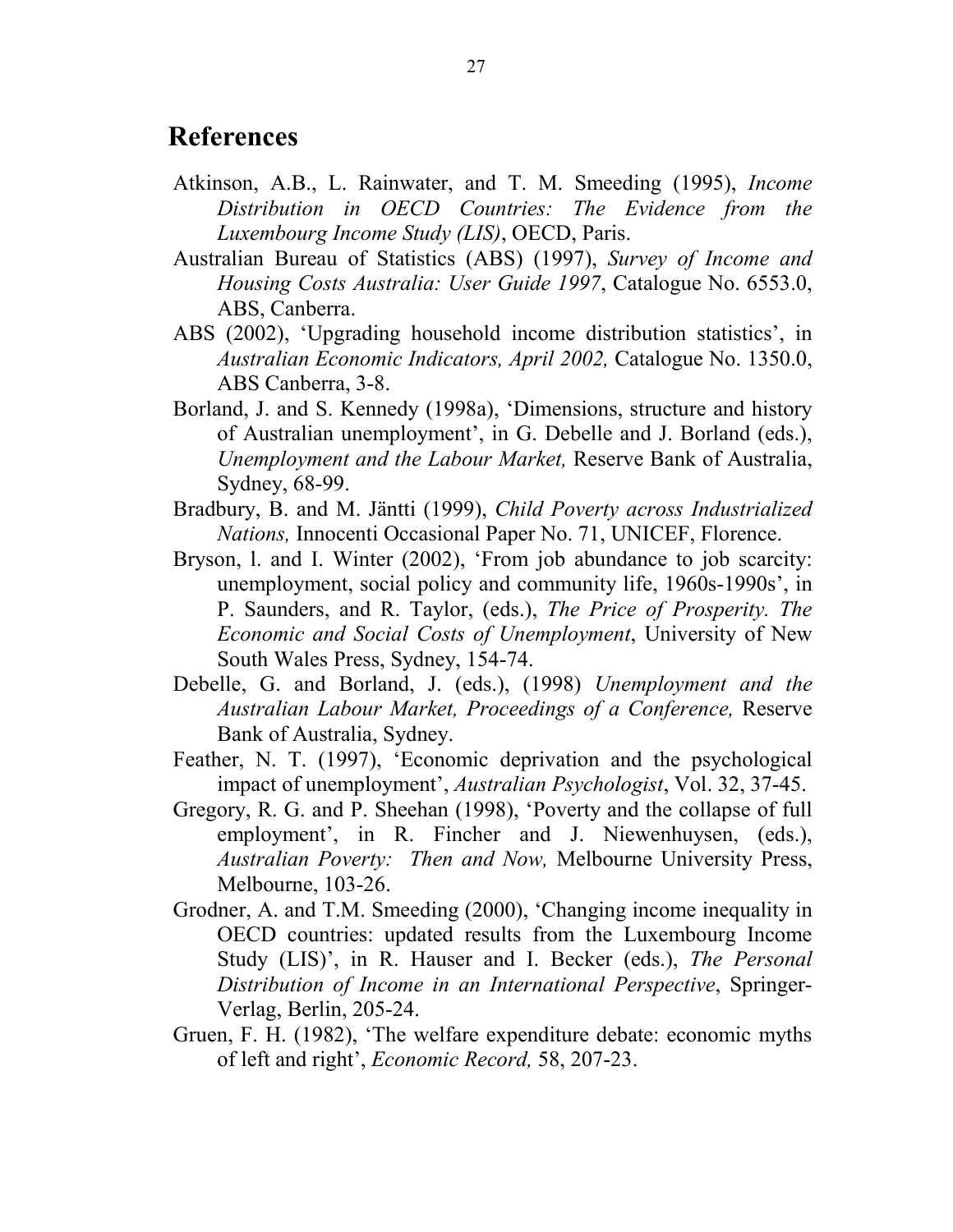# References

Atkinson, A.B., L. Rainwater, and T. M. Smeeding (1995), *Income Distribution in OECD Countries: The Evidence from the Luxembourg Income Study (LIS)*, OECD, Paris.

Australian Bureau of Statistics (ABS) (1997), *Survey of Income and Housing Costs Australia: User Guide 1997*, Catalogue No. 6553.0, ABS, Canberra.

ABS (2002), 'Upgrading household income distribution statistics', in *Australian Economic Indicators, April 2002,* Catalogue No. 1350.0, ABS Canberra, 3-8.

Borland, J. and S. Kennedy (1998a), 'Dimensions, structure and history of Australian unemployment', in G. Debelle and J. Borland (eds.), *Unemployment and the Labour Market,* Reserve Bank of Australia, Sydney, 68-99.

Bradbury, B. and M. Jäntti (1999), *Child Poverty across Industrialized Nations,* Innocenti Occasional Paper No. 71, UNICEF, Florence.

Bryson, l. and I. Winter (2002), 'From job abundance to job scarcity: unemployment, social policy and community life, 1960s-1990s', in P. Saunders, and R. Taylor, (eds.), *The Price of Prosperity. The Economic and Social Costs of Unemployment*, University of New South Wales Press, Sydney, 154-74.

Debelle, G. and Borland, J. (eds.), (1998) *Unemployment and the Australian Labour Market, Proceedings of a Conference,* Reserve Bank of Australia, Sydney.

Feather, N. T. (1997), 'Economic deprivation and the psychological impact of unemployment', *Australian Psychologist*, Vol. 32, 37-45.

Gregory, R. G. and P. Sheehan (1998), 'Poverty and the collapse of full employment', in R. Fincher and J. Niewenhuysen, (eds.), *Australian Poverty: Then and Now,* Melbourne University Press, Melbourne, 103-26.

Grodner, A. and T.M. Smeeding (2000), 'Changing income inequality in OECD countries: updated results from the Luxembourg Income Study (LIS)', in R. Hauser and I. Becker (eds.), *The Personal Distribution of Income in an International Perspective*, Springer-Verlag, Berlin, 205-24.

Gruen, F. H. (1982), 'The welfare expenditure debate: economic myths of left and right', *Economic Record,* 58, 207-23.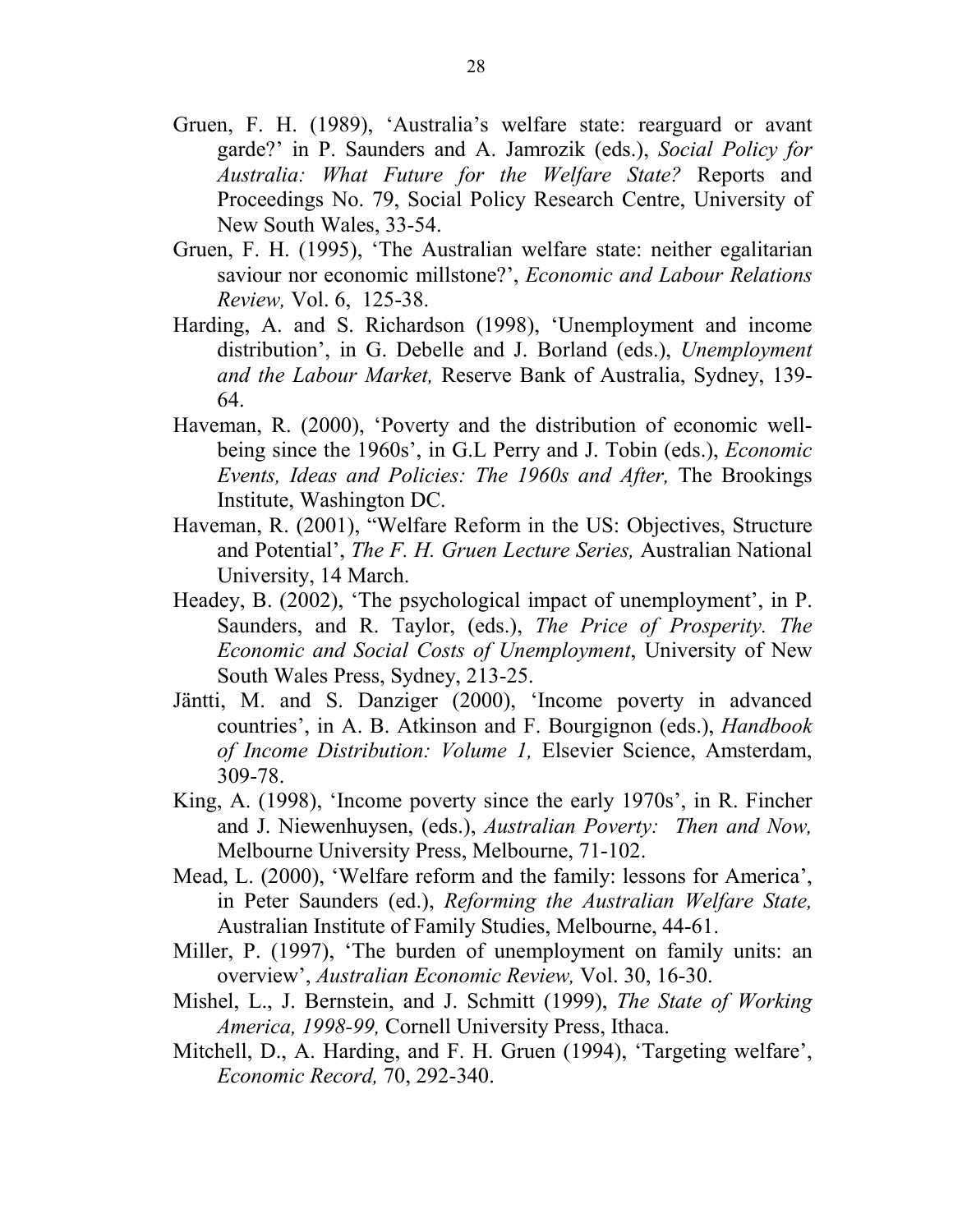Gruen, F. H. (1989), 'Australia's welfare state: rearguard or avant garde?' in P. Saunders and A. Jamrozik (eds.), *Social Policy for Australia: What Future for the Welfare State?* Reports and Proceedings No. 79, Social Policy Research Centre, University of New South Wales, 33-54.

Gruen, F. H. (1995), 'The Australian welfare state: neither egalitarian saviour nor economic millstone?', *Economic and Labour Relations Review,* Vol. 6, 125-38.

Harding, A. and S. Richardson (1998), 'Unemployment and income distribution', in G. Debelle and J. Borland (eds.), *Unemployment and the Labour Market,* Reserve Bank of Australia, Sydney, 139-64.

Haveman, R. (2000), 'Poverty and the distribution of economic well-being since the 1960s', in G.L Perry and J. Tobin (eds.), *Economic Events, Ideas and Policies: The 1960s and After,* The Brookings Institute, Washington DC.

Haveman, R. (2001), "Welfare Reform in the US: Objectives, Structure and Potential', *The F. H. Gruen Lecture Series,* Australian National University, 14 March.

Headey, B. (2002), 'The psychological impact of unemployment', in P. Saunders, and R. Taylor, (eds.), *The Price of Prosperity. The Economic and Social Costs of Unemployment*, University of New South Wales Press, Sydney, 213-25.

Jäntti, M. and S. Danziger (2000), 'Income poverty in advanced countries', in A. B. Atkinson and F. Bourgignon (eds.), *Handbook of Income Distribution: Volume 1,* Elsevier Science, Amsterdam, 309-78.

King, A. (1998), 'Income poverty since the early 1970s', in R. Fincher and J. Niewenhuysen, (eds.), *Australian Poverty: Then and Now,* Melbourne University Press, Melbourne, 71-102.

Mead, L. (2000), 'Welfare reform and the family: lessons for America', in Peter Saunders (ed.), *Reforming the Australian Welfare State,* Australian Institute of Family Studies, Melbourne, 44-61.

Miller, P. (1997), 'The burden of unemployment on family units: an overview', *Australian Economic Review,* Vol. 30, 16-30.

Mishel, L., J. Bernstein, and J. Schmitt (1999), *The State of Working America, 1998-99,* Cornell University Press, Ithaca.

Mitchell, D., A. Harding, and F. H. Gruen (1994), 'Targeting welfare', *Economic Record,* 70, 292-340.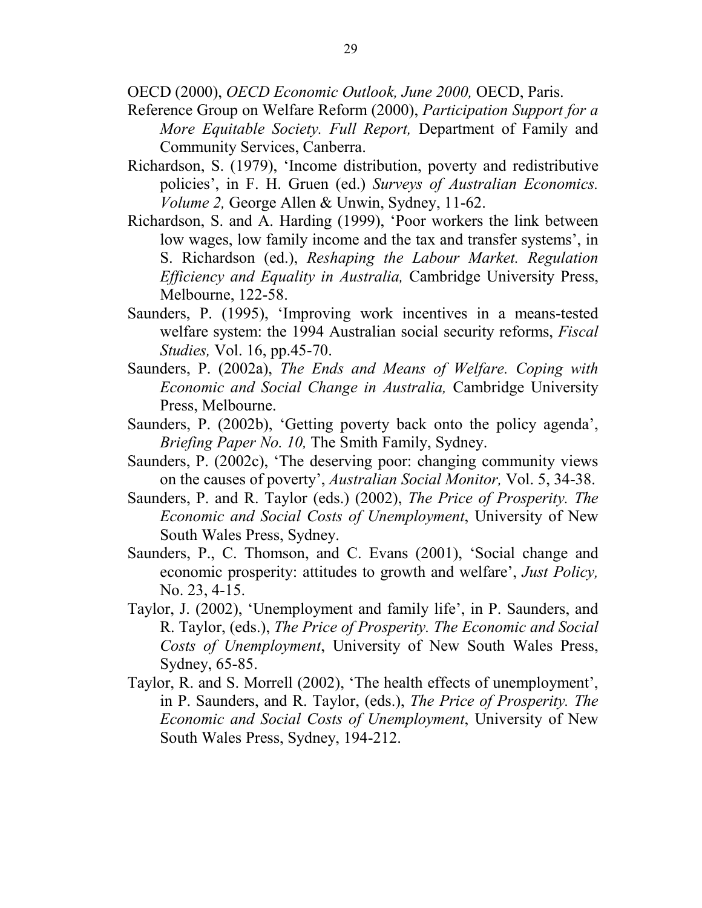OECD (2000), *OECD Economic Outlook, June 2000,* OECD, Paris.

Reference Group on Welfare Reform (2000), *Participation Support for a More Equitable Society. Full Report,* Department of Family and Community Services, Canberra.

Richardson, S. (1979), 'Income distribution, poverty and redistributive policies', in F. H. Gruen (ed.) *Surveys of Australian Economics. Volume 2,* George Allen & Unwin, Sydney, 11-62.

Richardson, S. and A. Harding (1999), 'Poor workers the link between low wages, low family income and the tax and transfer systems', in S. Richardson (ed.), *Reshaping the Labour Market. Regulation Efficiency and Equality in Australia,* Cambridge University Press, Melbourne, 122-58.

Saunders, P. (1995), 'Improving work incentives in a means-tested welfare system: the 1994 Australian social security reforms, *Fiscal Studies,* Vol. 16, pp.45-70.

Saunders, P. (2002a), *The Ends and Means of Welfare. Coping with Economic and Social Change in Australia,* Cambridge University Press, Melbourne.

Saunders, P. (2002b), 'Getting poverty back onto the policy agenda', *Briefing Paper No. 10,* The Smith Family, Sydney.

Saunders, P. (2002c), 'The deserving poor: changing community views on the causes of poverty', *Australian Social Monitor,* Vol. 5, 34-38.

Saunders, P. and R. Taylor (eds.) (2002), *The Price of Prosperity. The Economic and Social Costs of Unemployment*, University of New South Wales Press, Sydney.

Saunders, P., C. Thomson, and C. Evans (2001), 'Social change and economic prosperity: attitudes to growth and welfare', *Just Policy,* No. 23, 4-15.

Taylor, J. (2002), 'Unemployment and family life', in P. Saunders, and R. Taylor, (eds.), *The Price of Prosperity. The Economic and Social Costs of Unemployment*, University of New South Wales Press, Sydney, 65-85.

Taylor, R. and S. Morrell (2002), 'The health effects of unemployment', in P. Saunders, and R. Taylor, (eds.), *The Price of Prosperity. The Economic and Social Costs of Unemployment*, University of New South Wales Press, Sydney, 194-212.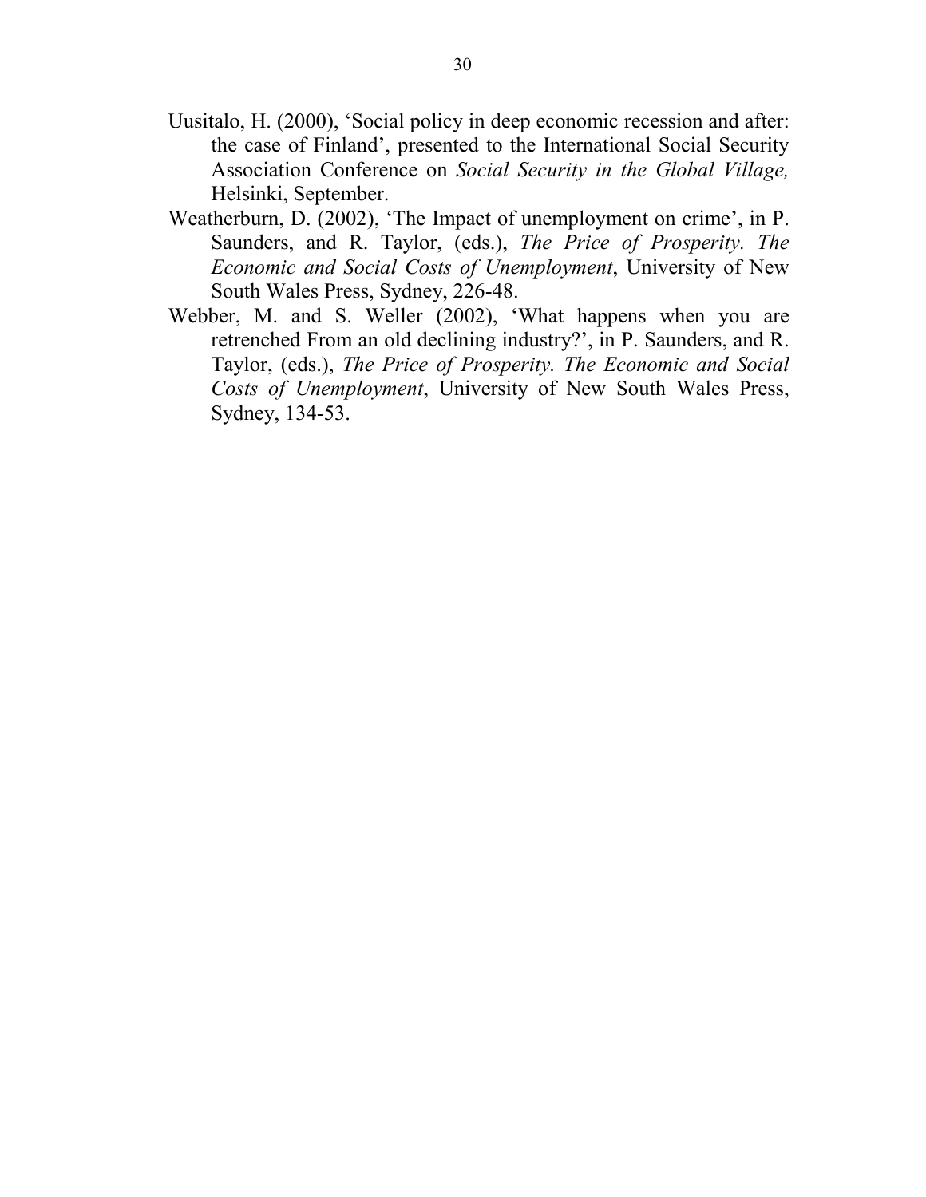Uusitalo, H. (2000), 'Social policy in deep economic recession and after: the case of Finland', presented to the International Social Security Association Conference on *Social Security in the Global Village,* Helsinki, September.

Weatherburn, D. (2002), 'The Impact of unemployment on crime', in P. Saunders, and R. Taylor, (eds.), *The Price of Prosperity. The Economic and Social Costs of Unemployment*, University of New South Wales Press, Sydney, 226-48.

Webber, M. and S. Weller (2002), 'What happens when you are retrenched From an old declining industry?', in P. Saunders, and R. Taylor, (eds.), *The Price of Prosperity. The Economic and Social Costs of Unemployment*, University of New South Wales Press, Sydney, 134-53.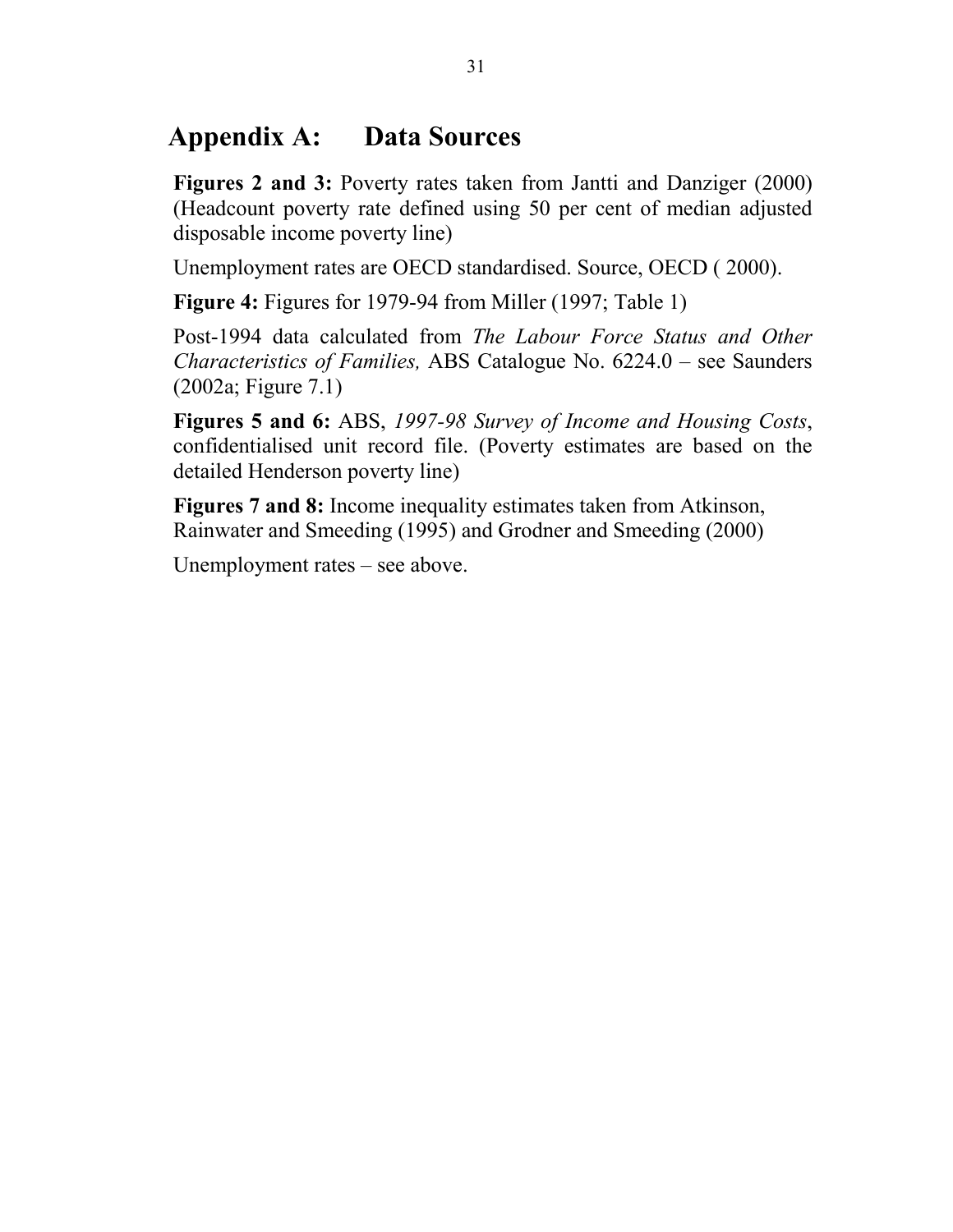# Appendix A: Data Sources

**Figures 2 and 3:** Poverty rates taken from Jantti and Danziger (2000) (Headcount poverty rate defined using 50 per cent of median adjusted disposable income poverty line)

Unemployment rates are OECD standardised. Source, OECD ( 2000).

**Figure 4:** Figures for 1979-94 from Miller (1997; Table 1)

Post-1994 data calculated from *The Labour Force Status and Other Characteristics of Families,* ABS Catalogue No. 6224.0 – see Saunders (2002a; Figure 7.1)

**Figures 5 and 6:** ABS, *1997-98 Survey of Income and Housing Costs*, confidentialised unit record file. (Poverty estimates are based on the detailed Henderson poverty line)

**Figures 7 and 8:** Income inequality estimates taken from Atkinson, Rainwater and Smeeding (1995) and Grodner and Smeeding (2000)

Unemployment rates – see above.